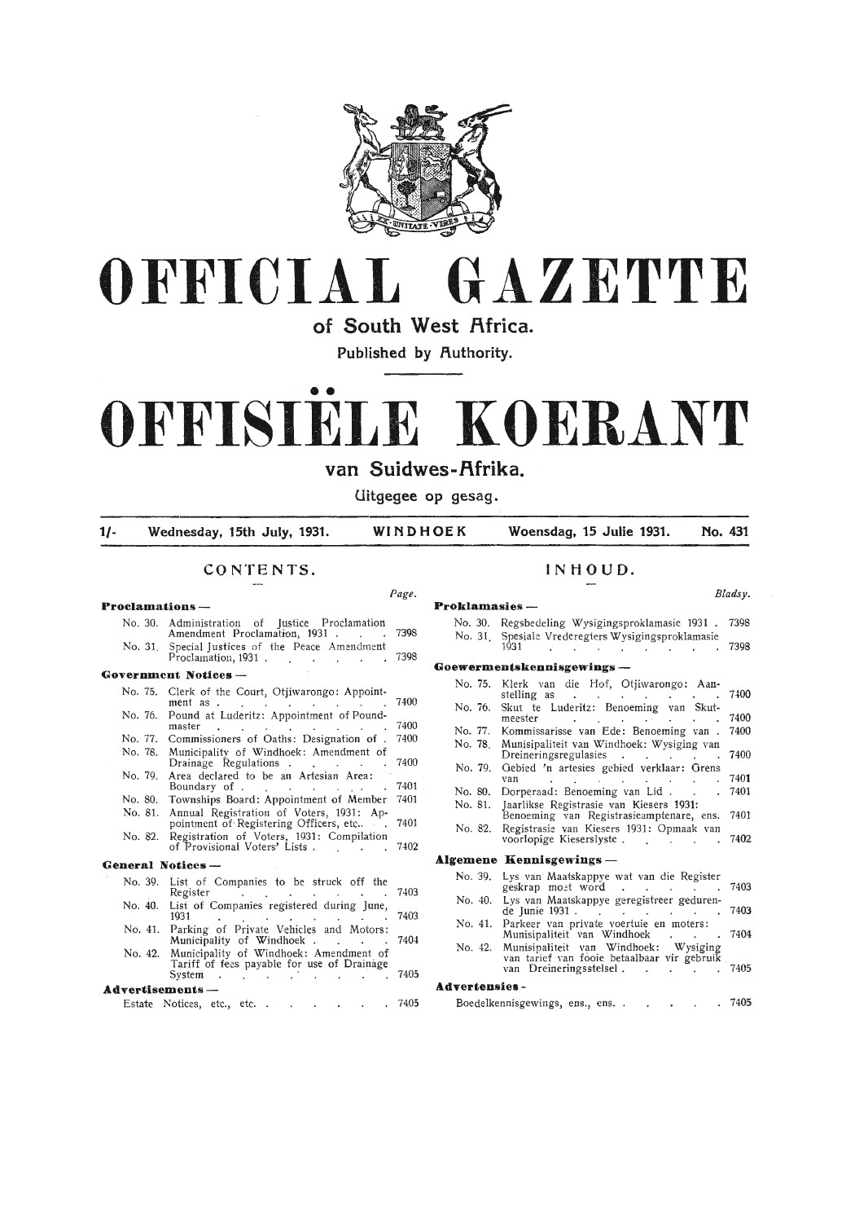# OFFICIAL GAZETTE

## of South West Africa.

Published by Authority.

# OFFISIËLE KOERANT

## van Suidwes-Afrika.

Uitgegee op gesag.

1/- Wednesday, 15th July, 1931. WINDHOEK Woensdag, 15 Julie 1931. No. 431

## CONTENTS.

| | | Page. |
|---|---|---|
| **Proclamations —** | | |
| No. 30. | Administration of Justice Proclamation Amendment Proclamation, 1931 | 7398 |
| No. 31. | Special Justices of the Peace Amendment Proclamation, 1931 | 7398 |
| **Government Notices —** | | |
| No. 75. | Clerk of the Court, Otjiwarongo: Appointment as | 7400 |
| No. 76. | Pound at Luderitz: Appointment of Poundmaster | 7400 |
| No. 77. | Commissioners of Oaths: Designation of | 7400 |
| No. 78. | Municipality of Windhoek: Amendment of Drainage Regulations | 7400 |
| No. 79. | Area declared to be an Artesian Area: Boundary of | 7401 |
| No. 80. | Townships Board: Appointment of Member | 7401 |
| No. 81. | Annual Registration of Voters, 1931: Appointment of Registering Officers, etc. | 7401 |
| No. 82. | Registration of Voters, 1931: Compilation of Provisional Voters' Lists | 7402 |
| **General Notices —** | | |
| No. 39. | List of Companies to be struck off the Register | 7403 |
| No. 40. | List of Companies registered during June, 1931 | 7403 |
| No. 41. | Parking of Private Vehicles and Motors: Municipality of Windhoek | 7404 |
| No. 42. | Municipality of Windhoek: Amendment of Tariff of fees payable for use of Drainage System | 7405 |
| **Advertisements —** | | |
| | Estate Notices, etc., etc. | 7405 |

## INHOUD.

| | | Bladsy. |
|---|---|---|
| **Proklamasies —** | | |
| No. 30. | Regsbedeling Wysigingsproklamasie 1931 | 7398 |
| No. 31. | Spesiale Vrederegters Wysigingsproklamasie 1931 | 7398 |
| **Goewermentskennisgewings —** | | |
| No. 75. | Klerk van die Hof, Otjiwarongo: Aanstelling as | 7400 |
| No. 76. | Skut te Luderitz: Benoeming van Skutmeester | 7400 |
| No. 77. | Kommissarisse van Ede: Benoeming van | 7400 |
| No. 78. | Munisipaliteit van Windhoek: Wysiging van Dreineringsregulasies | 7400 |
| No. 79. | Gebied 'n artesies gebied verklaar: Grens van | 7401 |
| No. 80. | Dorperaad: Benoeming van Lid | 7401 |
| No. 81. | Jaarlikse Registrasie van Kiesers 1931: Benoeming van Registrasieamptenare, ens. | 7401 |
| No. 82. | Registrasie van Kiesers 1931: Opmaak van voorlopige Kieserslyste | 7402 |
| **Algemene Kennisgewings —** | | |
| No. 39. | Lys van Maatskappye wat van die Register geskrap moet word | 7403 |
| No. 40. | Lys van Maatskappye geregistreer gedurende Junie 1931 | 7403 |
| No. 41. | Parkeer van private voertuie en moters: Munisipaliteit van Windhoek | 7404 |
| No. 42. | Munisipaliteit van Windhoek: Wysiging van tarief van fooie betaalbaar vir gebruik van Dreineringsstelsel | 7405 |
| **Advertensies -** | | |
| | Boedelkennisgewings, ens., ens. | 7405 |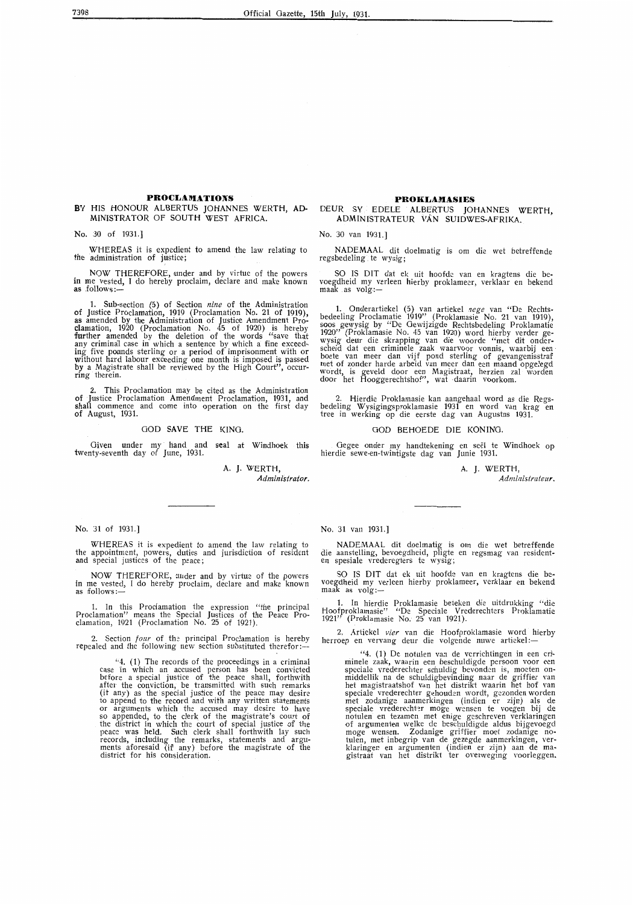## PROCLAMATIONS

BY HIS HONOUR ALBERTUS JOHANNES WERTH, ADMINISTRATOR OF SOUTH WEST AFRICA.

No. 30 of 1931.]

WHEREAS it is expedient to amend the law relating to the administration of justice;

NOW THEREFORE, under and by virtue of the powers in me vested, I do hereby proclaim, declare and make known as follows:—

1. Sub-section (5) of Section *nine* of the Administration of Justice Proclamation, 1919 (Proclamation No. 21 of 1919), as amended by the Administration of Justice Amendment Proclamation, 1920 (Proclamation No. 45 of 1920) is hereby further amended by the deletion of the words "save that any criminal case in which a sentence by which a fine exceeding five pounds sterling or a period of imprisonment with or without hard labour exceeding one month is imposed is passed by a Magistrate shall be reviewed by the High Court", occurring therein.

2. This Proclamation may be cited as the Administration of Justice Proclamation Amendment Proclamation, 1931, and shall commence and come into operation on the first day of August, 1931.

GOD SAVE THE KING.

Given under my hand and seal at Windhoek this twenty-seventh day of June, 1931.

A. J. WERTH,
*Administrator.*

## PROKLAMASIES

DEUR SY EDELE ALBERTUS JOHANNES WERTH, ADMINISTRATEUR VAN SUIDWES-AFRIKA.

No. 30 van 1931.]

NADEMAAL dit doelmatig is om die wet betreffende regsbedeling te wysig;

SO IS DIT dat ek uit hoofde van en kragtens die bevoegdheid my verleen hierby proklameer, verklaar en bekend maak as volg:—

1. Onderartiekel (5) van artiekel *nege* van "De Rechtsbedeeling Proclamatie 1919" (Proklamasie No. 21 van 1919), soos gewysig by "De Gewijzigde Rechtsbedeling Proklamatie 1920" (Proklamasie No. 45 van 1920) word hierby verder gewysig deur die skrapping van die woorde "met dit onderscheid dat een criminele zaak waarvoor vonnis, waarbij een boete van meer dan vijf pond sterling of gevangenisstraf met of zonder harde arbeid van meer dan een maand opgelegd wordt, is geveld door een Magistraat, herzien zal worden door het Hooggerechtshof", wat daarin voorkom.

2. Hierdie Proklamasie kan aangehaal word as die Regsbedeling Wysigingsproklamasie 1931 en word van krag en tree in werking op die eerste dag van Augustus 1931.

GOD BEHOEDE DIE KONING.

Gegee onder my handtekening en seël te Windhoek op hierdie sewe-en-twintigste dag van Junie 1931.

A. J. WERTH,
*Administrateur.*

---

No. 31 of 1931.]

WHEREAS it is expedient to amend the law relating to the appointment, powers, duties and jurisdiction of resident and special justices of the peace;

NOW THEREFORE, under and by virtue of the powers in me vested, I do hereby proclaim, declare and make known as follows:—

1. In this Proclamation the expression "the principal Proclamation" means the Special Justices of the Peace Proclamation, 1921 (Proclamation No. 25 of 1921).

2. Section *four* of the principal Proclamation is hereby repealed and the following new section substituted therefor:—

"4. (1) The records of the proceedings in a criminal case in which an accused person has been convicted before a special justice of the peace shall, forthwith after the conviction, be transmitted with such remarks (if any) as the special justice of the peace may desire to append to the record and with any written statements or arguments which the accused may desire to have so appended, to the clerk of the magistrate's court of the district in which the court of special justice of the peace was held. Such clerk shall forthwith lay such records, including the remarks, statements and arguments aforesaid (if any) before the magistrate of the district for his consideration.

No. 31 van 1931.]

NADEMAAL dit doelmatig is om die wet betreffende die aanstelling, bevoegdheid, pligte en regsmag van resident- en spesiale vrederegters te wysig;

SO IS DIT dat ek uit hoofde van en kragtens die bevoegdheid my verleen hierby proklameer, verklaar en bekend maak as volg:—

1. In hierdie Proklamasie beteken die uitdrukking "die Hoofproklamasie" "De Speciale Vrederechters Proklamatie 1921" (Proklamasie No. 25 van 1921).

2. Artiekel *vier* van die Hoofproklamasie word hierby herroep en vervang deur die volgende nuwe artiekel:—

"4. (1) De notulen van de verrichtingen in een criminele zaak, waarin een beschuldigde persoon voor een speciale vrederechter schuldig bevonden is, moeten onmiddellik na de schuldigbevinding naar de griffier van het magistraatshof van het distrikt waarin het hof van speciale vrederechter gehouden wordt, gezonden worden met zodanige aanmerkingen (indien er zijn) als de speciale vrederechter moge wensen te voegen bij de notulen en tezamen met enige geschreven verklaringen of argumenten welke de beschuldigde aldus bijgevoegd moge wensen. Zodanige griffier moet zodanige notulen, met inbegrip van de gezegde aanmerkingen, verklaringen en argumenten (indien er zijn) aan de magistraat van het distrikt ter overweging voorleggen.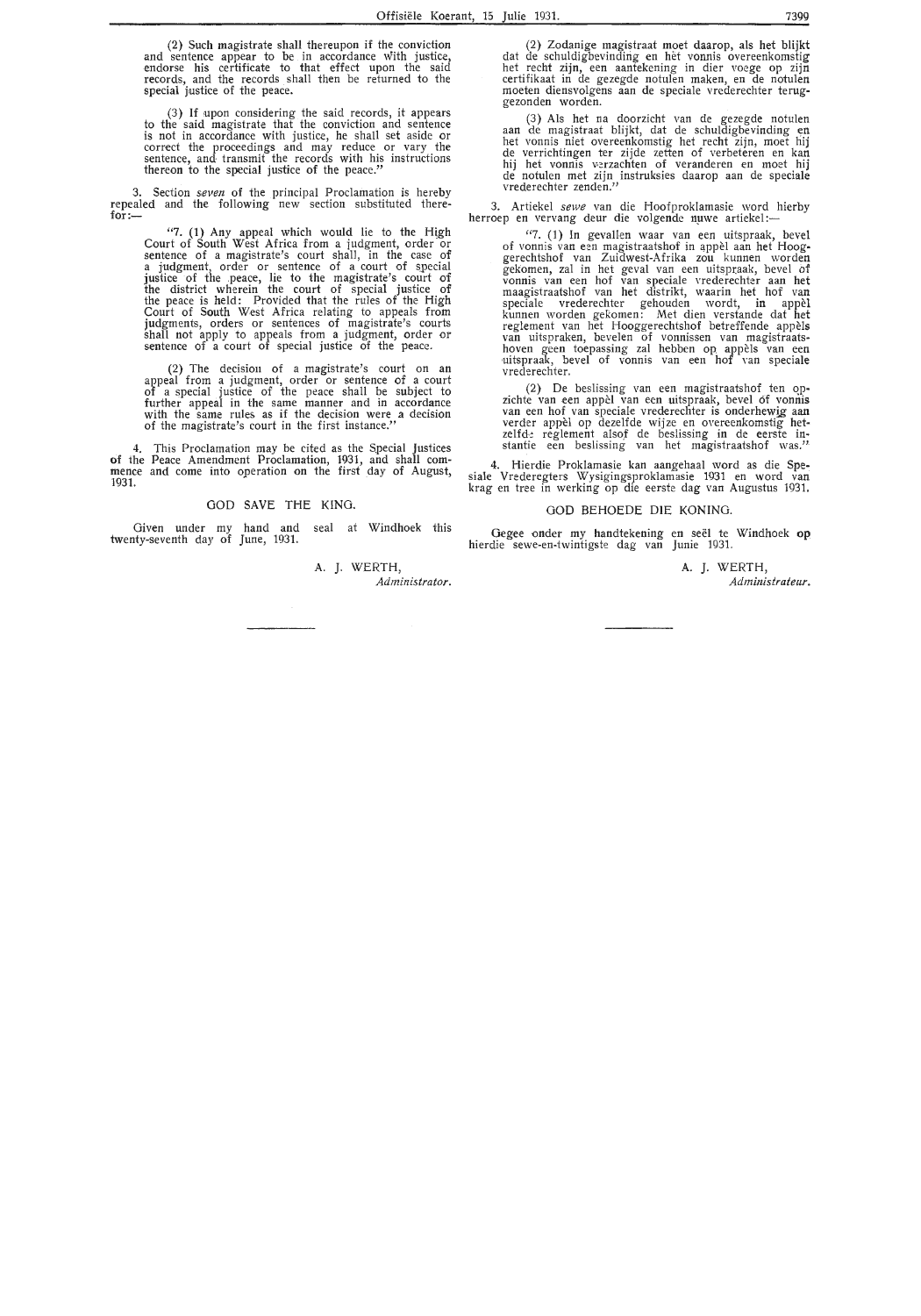(2) Such magistrate shall thereupon if the conviction and sentence appear to be in accordance with justice, endorse his certificate to that effect upon the said records, and the records shall then be returned to the special justice of the peace.

(3) If upon considering the said records, it appears to the said magistrate that the conviction and sentence is not in accordance with justice, he shall set aside or correct the proceedings and may reduce or vary the sentence, and transmit the records with his instructions thereon to the special justice of the peace."

3. Section *seven* of the principal Proclamation is hereby repealed and the following new section substituted therefor:—

"7. (1) Any appeal which would lie to the High Court of South West Africa from a judgment, order or sentence of a magistrate's court shall, in the case of a judgment, order or sentence of a court of special justice of the peace, lie to the magistrate's court of the district wherein the court of special justice of the peace is held: Provided that the rules of the High Court of South West Africa relating to appeals from judgments, orders or sentences of magistrate's courts shall not apply to appeals from a judgment, order or sentence of a court of special justice of the peace.

(2) The decision of a magistrate's court on an appeal from a judgment, order or sentence of a court of a special justice of the peace shall be subject to further appeal in the same manner and in accordance with the same rules as if the decision were a decision of the magistrate's court in the first instance."

4. This Proclamation may be cited as the Special Justices of the Peace Amendment Proclamation, 1931, and shall commence and come into operation on the first day of August, 1931.

GOD SAVE THE KING.

Given under my hand and seal at Windhoek this twenty-seventh day of June, 1931.

A. J. WERTH,
*Administrator.*

---

(2) Zodanige magistraat moet daarop, als het blijkt dat de schuldigbevinding en het vonnis overeenkomstig het recht zijn, een aantekening in dier voege op zijn certifikaat in de gezegde notulen maken, en de notulen moeten diensvolgens aan de speciale vrederechter teruggezonden worden.

(3) Als het na doorzicht van de gezegde notulen aan de magistraat blijkt, dat de schuldigbevinding en het vonnis niet overeenkomstig het recht zijn, moet hij de verrichtingen ter zijde zetten of verbeteren en kan hij het vonnis verzachten of veranderen en moet hij de notulen met zijn instruksies daarop aan de speciale vrederechter zenden."

3. Artiekel *sewe* van die Hoofproklamasie word hierby herroep en vervang deur die volgende nuwe artiekel:—

"7. (1) In gevallen waar van een uitspraak, bevel of vonnis van een magistraatshof in appèl aan het Hooggerechtshof van Zuidwest-Afrika zou kunnen worden gekomen, zal in het geval van een uitspraak, bevel of vonnis van een hof van speciale vrederechter aan het maagistraatshof van het distrikt, waarin het hof van speciale vrederechter gehouden wordt, in appèl kunnen worden gekomen: Met dien verstande dat het reglement van het Hooggerechtshof betreffende appèls van uitspraken, bevelen of vonnissen van magistraatshoven geen toepassing zal hebben op appèls van een uitspraak, bevel of vonnis van een hof van speciale vrederechter.

(2) De beslissing van een magistraatshof ten opzichte van een appèl van een uitspraak, bevel of vonnis van een hof van speciale vrederechter is onderhewig aan verder appèl op dezelfde wijze en overeenkomstig hetzelfde reglement alsof de beslissing in de eerste instantie een beslissing van het magistraatshof was."

4. Hierdie Proklamasie kan aangehaal word as die Spesiale Vrederegters Wysigingsproklamasie 1931 en word van krag en tree in werking op die eerste dag van Augustus 1931.

GOD BEHOEDE DIE KONING.

Gegee onder my handtekening en seël te Windhoek op hierdie sewe-en-twintigste dag van Junie 1931.

A. J. WERTH,
*Administrateur.*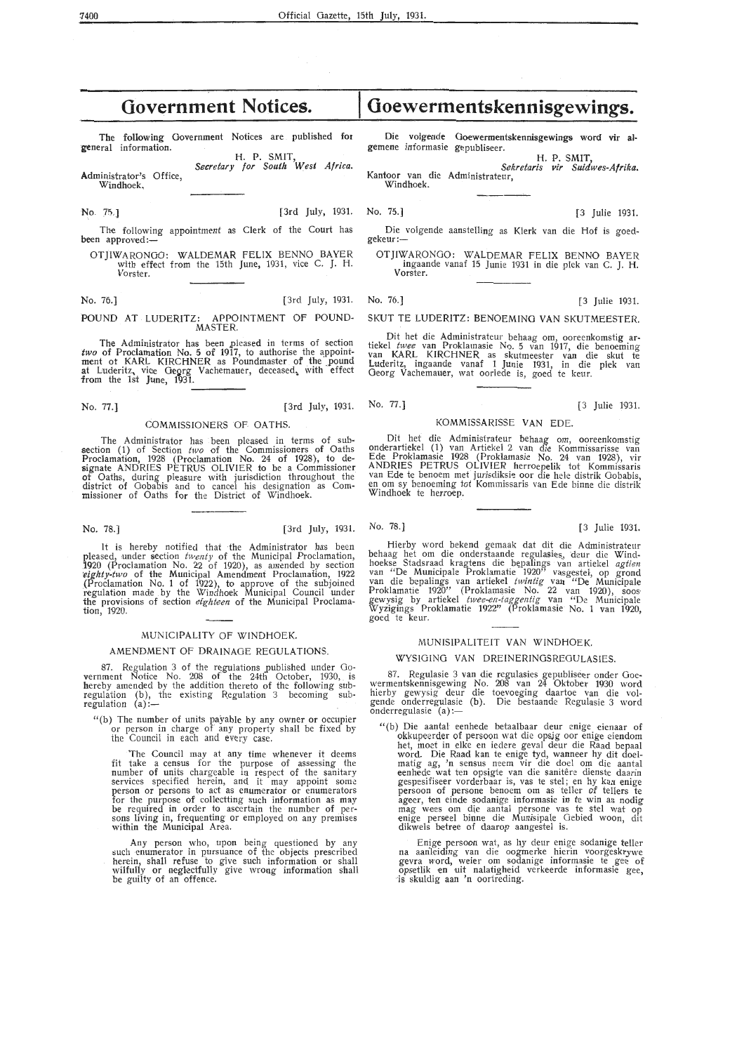# Government Notices.

The following Government Notices are published for general information.

H. P. SMIT,
*Secretary for South West Africa.*

Administrator's Office,
Windhoek.

No. 75.] [3rd July, 1931.

The following appointment as Clerk of the Court has been approved:—

OTJIWARONGO: WALDEMAR FELIX BENNO BAYER with effect from the 15th June, 1931, vice C. J. H. Vorster.

No. 76.] [3rd July, 1931.

POUND AT LUDERITZ: APPOINTMENT OF POUND-MASTER.

The Administrator has been pleased in terms of section *two* of Proclamation No. 5 of 1917, to authorise the appointment of KARL KIRCHNER as Poundmaster of the pound at Luderitz, vice Georg Vachemauer, deceased, with effect from the 1st June, 1931.

No. 77.] [3rd July, 1931.

COMMISSIONERS OF OATHS.

The Administrator has been pleased in terms of sub-section (1) of Section *two* of the Commissioners of Oaths Proclamation, 1928 (Proclamation No. 24 of 1928), to designate ANDRIES PETRUS OLIVIER to be a Commissioner of Oaths, during pleasure with jurisdiction throughout the district of Gobabis and to cancel his designation as Commissioner of Oaths for the District of Windhoek.

No. 78.] [3rd July, 1931.

It is hereby notified that the Administrator has been pleased, under section *twenty* of the Municipal Proclamation, 1920 (Proclamation No. 22 of 1920), as amended by section *eighty-two* of the Municipal Amendment Proclamation, 1922 (Proclamation No. 1 of 1922), to approve of the subjoined regulation made by the Windhoek Municipal Council under the provisions of section *eighteen* of the Municipal Proclamation, 1920.

MUNICIPALITY OF WINDHOEK.

AMENDMENT OF DRAINAGE REGULATIONS.

87. Regulation 3 of the regulations published under Government Notice No. 208 of the 24th October, 1930, is hereby amended by the addition thereto of the following sub-regulation (b), the existing Regulation 3 becoming sub-regulation (a):—

"(b) The number of units payable by any owner or occupier or person in charge of any property shall be fixed by the Council in each and every case.

The Council may at any time whenever it deems fit take a census for the purpose of assessing the number of units chargeable in respect of the sanitary services specified herein, and it may appoint some person or persons to act as enumerator or enumerators for the purpose of collectting such information as may be required in order to ascertain the number of persons living in, frequenting or employed on any premises within the Municipal Area.

Any person who, upon being questioned by any such enumerator in pursuance of the objects prescribed herein, shall refuse to give such information or shall wilfully or neglectfully give wrong information shall be guilty of an offence.

# Goewermentskennisgewings.

Die volgende Goewermentskennisgewings word vir algemene informasie gepubliseer.

H. P. SMIT,
*Sekretaris vir Suidwes-Afrika.*

Kantoor van die Administrateur,
Windhoek.

No. 75.] [3 Julie 1931.

Die volgende aanstelling as Klerk van die Hof is goedgekeur:—

OTJIWARONGO: WALDEMAR FELIX BENNO BAYER ingaande vanaf 15 Junie 1931 in die plek van C. J. H. Vorster.

No. 76.] [3 Julie 1931.

SKUT TE LUDERITZ: BENOEMING VAN SKUTMEESTER.

Dit het die Administrateur behaag om, ooreenkomstig artiekel *twee* van Proklamasie No. 5 van 1917, die benoeming van KARL KIRCHNER as skutmeester van die skut te Luderitz, ingaande vanaf 1 Junie 1931, in die plek van Georg Vachemauer, wat oorlede is, goed te keur.

No. 77.] [3 Julie 1931.

KOMMISSARISSE VAN EDE.

Dit het die Administrateur behaag om, ooreenkomstig onderartiekel (1) van Artiekel 2 van die Kommissarisse van Ede Proklamasie 1928 (Proklamasie No. 24 van 1928), vir ANDRIES PETRUS OLIVIER herroepelik tot Kommissaris van Ede te benoem met jurisdiksie oor die hele distrik Gobabis, en om sy benoeming tot Kommissaris van Ede binne die distrik Windhoek te herroep.

No. 78.] [3 Julie 1931.

Hierby word bekend gemaak dat dit die Administrateur behaag het om die onderstaande regulasies, deur die Windhoekse Stadsraad kragtens die bepalings van artiekel *agtien* van "De Municipale Proklamatie 1920" vasgestel, op grond van die bepalings van artiekel *twintig* van "De Municipale Proklamatie 1920" (Proklamasie No. 22 van 1920), soos gewysig by artiekel *twee-en-taggentig* van "De Municipale Wyzigings Proklamatie 1922" (Proklamasie No. 1 van 1920, goed te keur.

MUNISIPALITEIT VAN WINDHOEK.

WYSIGING VAN DREINERINGSREGULASIES.

87. Regulasie 3 van die regulasies gepubliseer onder Goewermentskennisgewing No. 208 van 24 Oktober 1930 word hierby gewysig deur die toevoeging daartoe van die volgende onderregulasie (b). Die bestaande Regulasie 3 word onderregulasie (a):—

"(b) Die aantal eenhede betaalbaar deur enige eienaar of okkupeerder of persoon wat die opsig oor enige eiendom het, moet in elke en iedere geval deur die Raad bepaal word. Die Raad kan te enige tyd, wanneer hy dit doelmatig ag, 'n sensus neem vir die doel om die aantal eenhede wat ten opsigte van die sanitêre dienste daarin gespesifiseer vorderbaar is, vas te stel; en hy kan enige persoon of persone benoem om as teller of tellers te ageer, ten einde sodanige informasie in te win as nodig mag wees om die aantal persone vas te stel wat op enige perseel binne die Munisipale Gebied woon, dit dikwels betree of daarop aangestel is.

Enige persoon wat, as hy deur enige sodanige teller na aanleiding van die oogmerke hierin voorgeskrywe gevra word, weier om sodanige informasie te gee of opsetlik en uit nalatigheid verkeerde informasie gee, is skuldig aan 'n oortreding.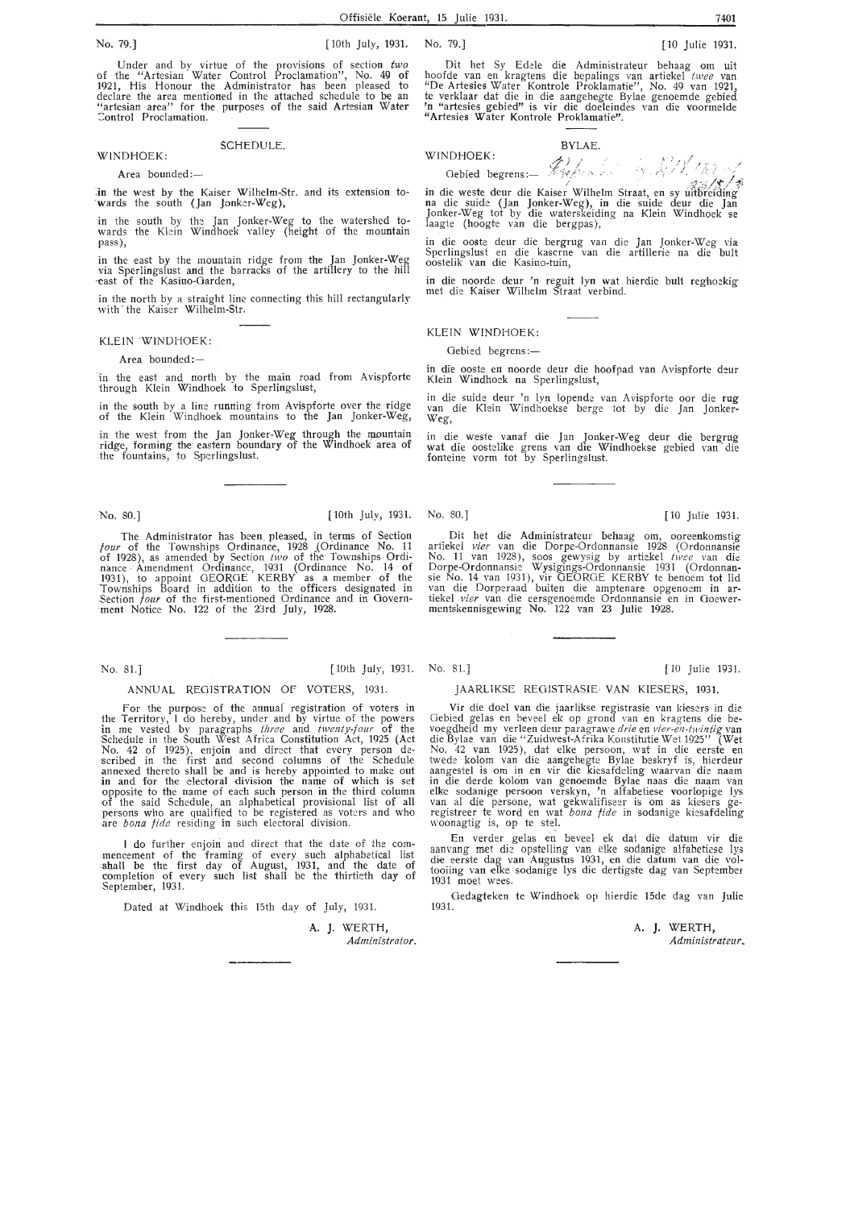No. 79.] [10th July, 1931.

Under and by virtue of the provisions of section *two* of the "Artesian Water Control Proclamation", No. 49 of 1921, His Honour the Administrator has been pleased to declare the area mentioned in the attached schedule to be an "artesian area" for the purposes of the said Artesian Water Control Proclamation.

SCHEDULE.

WINDHOEK:

Area bounded:—

in the west by the Kaiser Wilhelm-Str. and its extension towards the south (Jan Jonker-Weg),

in the south by the Jan Jonker-Weg to the watershed towards the Klein Windhoek valley (height of the mountain pass),

in the east by the mountain ridge from the Jan Jonker-Weg via Sperlingslust and the barracks of the artillery to the hill east of the Kasino-Garden,

in the north by a straight line connecting this hill rectangularly with the Kaiser Wilhelm-Str.

KLEIN WINDHOEK:

Area bounded:—

in the east and north by the main road from Avispforte through Klein Windhoek to Sperlingslust,

in the south by a line running from Avispforte over the ridge of the Klein Windhoek mountains to the Jan Jonker-Weg,

in the west from the Jan Jonker-Weg through the mountain ridge, forming the eastern boundary of the Windhoek area of the fountains, to Sperlingslust.

No. 79.] [10 Julie 1931.

Dit het Sy Edele die Administrateur behaag om uit hoofde van en kragtens die bepalings van artiekel *twee* van "De Artesies Water Kontrole Proklamatie", No. 49 van 1921, te verklaar dat die in die aangehegte Bylae genoemde gebied 'n "artesies gebied" is vir die doeleindes van die voormelde "Artesies Water Kontrole Proklamatie".

BYLAE.

WINDHOEK:

Gebied begrens:—

in die weste deur die Kaiser Wilhelm Straat, en sy uitbreiding na die suide (Jan Jonker-Weg), in die suide deur die Jan Jonker-Weg tot by die waterskeiding na Klein Windhoek se laagte (hoogte van die bergpas),

in die ooste deur die bergrug van die Jan Jonker-Weg via Sperlingslust en die kaserne van die artillerie na die bult oostelik van die Kasino-tuin,

in die noorde deur 'n reguit lyn wat hierdie bult reghoekig met die Kaiser Wilhelm Straat verbind.

KLEIN WINDHOEK:

Gebied begrens:—

in die ooste en noorde deur die hoofpad van Avispforte deur Klein Windhoek na Sperlingslust,

in die suide deur 'n lyn lopende van Avispforte oor die rug van die Klein Windhoekse berge tot by die Jan Jonker-Weg,

in die weste vanaf die Jan Jonker-Weg deur die bergrug wat die oostelike grens van die Windhoekse gebied van die fonteine vorm tot by Sperlingslust.

No. 80.] [10th July, 1931.

The Administrator has been pleased, in terms of Section *four* of the Townships Ordinance, 1928 (Ordinance No. 11 of 1928), as amended by Section *two* of the Townships Ordinance Amendment Ordinance, 1931 (Ordinance No. 14 of 1931), to appoint GEORGE KERBY as a member of the Townships Board in addition to the officers designated in Section *four* of the first-mentioned Ordinance and in Government Notice No. 122 of the 23rd July, 1928.

No. 80.] [10 Julie 1931.

Dit het die Administrateur behaag om, ooreenkomstig artiekel *vier* van die Dorpe-Ordonnansie 1928 (Ordonnansie No. 11 van 1928), soos gewysig by artiekel *twee* van die Dorpe-Ordonnansie Wysigings-Ordonnansie 1931 (Ordonnansie No. 14 van 1931), vir GEORGE KERBY te benoem tot lid van die Dorperaad buiten die amptenare opgenoem in artiekel *vier* van die eersgenoemde Ordonnansie en in Goewermentskennisgewing No. 122 van 23 Julie 1928.

No. 81.] [10th July, 1931.

ANNUAL REGISTRATION OF VOTERS, 1931.

For the purpose of the annual registration of voters in the Territory, I do hereby, under and by virtue of the powers in me vested by paragraphs *three* and *twenty-four* of the Schedule in the South West Africa Constitution Act, 1925 (Act No. 42 of 1925), enjoin and direct that every person described in the first and second columns of the Schedule annexed thereto shall be and is hereby appointed to make out in and for the electoral division the name of which is set opposite to the name of each such person in the third column of the said Schedule, an alphabetical provisional list of all persons who are qualified to be registered as voters and who are *bona fide* residing in such electoral division.

I do further enjoin and direct that the date of the commencement of the framing of every such alphabetical list shall be the first day of August, 1931, and the date of completion of every such list shall be the thirtieth day of September, 1931.

Dated at Windhoek this 15th day of July, 1931.

A. J. WERTH,
*Administrator.*

No. 81.] [10 Julie 1931.

JAARLIKSE REGISTRASIE VAN KIESERS, 1931.

Vir die doel van die jaarlikse registrasie van kiesers in die Gebied gelas en beveel ek op grond van en kragtens die bevoegdheid my verleen deur paragrawe *drie* en *vier-en-twintig* van die Bylae van die "Zuidwest-Afrika Konstitutie Wet 1925" (Wet No. 42 van 1925), dat elke persoon, wat in die eerste en twede kolom van die aangehegte Bylae beskryf is, hierdeur aangestel is om in en vir die kiesafdeling waarvan die naam in die derde kolom van genoemde Bylae naas die naam van elke sodanige persoon verskyn, 'n alfabetiese voorlopige lys van al die persone, wat gekwalifiseer is om as kiesers geregistreer te word en wat *bona fide* in sodanige kiesafdeling woonagtig is, op te stel.

En verder gelas en beveel ek dat die datum vir die aanvang met die opstelling van elke sodanige alfabetiese lys die eerste dag van Augustus 1931, en die datum van die voltooiing van elke sodanige lys die dertigste dag van September 1931 moet wees.

Gedagteken te Windhoek op hierdie 15de dag van Julie 1931.

A. J. WERTH,
*Administrateur.*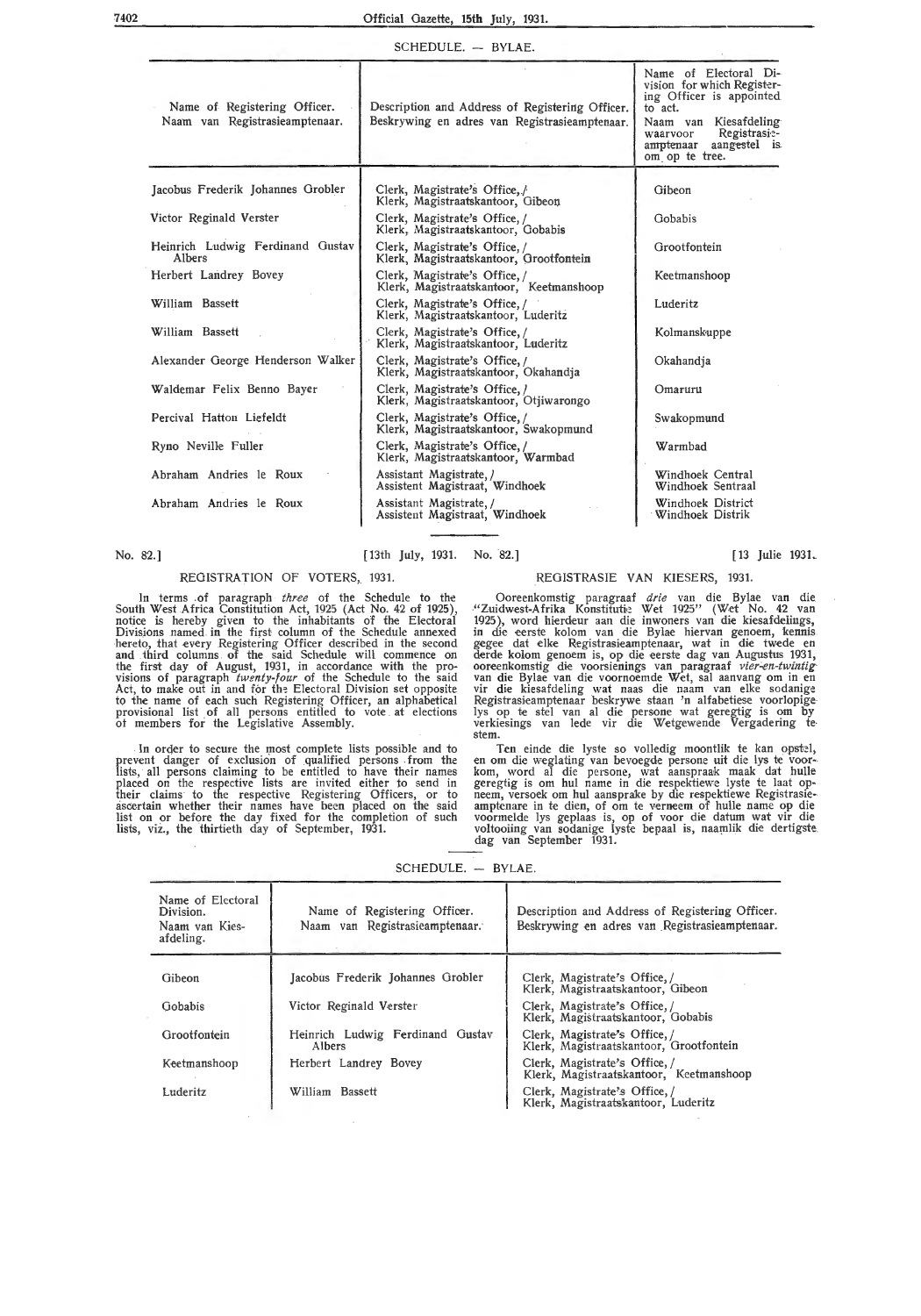SCHEDULE. — BYLAE.

| Name of Registering Officer. / Naam van Registrasieamptenaar. | Description and Address of Registering Officer. / Beskrywing en adres van Registrasieamptenaar. | Name of Electoral Division for which Registering Officer is appointed to act. / Naam van Kiesafdeling waarvoor Registrasieamptenaar aangestel is om op te tree. |
|---|---|---|
| Jacobus Frederik Johannes Grobler | Clerk, Magistrate's Office, / Klerk, Magistraatskantoor, Gibeon | Gibeon |
| Victor Reginald Verster | Clerk, Magistrate's Office, / Klerk, Magistraatskantoor, Gobabis | Gobabis |
| Heinrich Ludwig Ferdinand Gustav Albers | Clerk, Magistrate's Office, / Klerk, Magistraatskantoor, Grootfontein | Grootfontein |
| Herbert Landrey Bovey | Clerk, Magistrate's Office, / Klerk, Magistraatskantoor, Keetmanshoop | Keetmanshoop |
| William Bassett | Clerk, Magistrate's Office, / Klerk, Magistraatskantoor, Luderitz | Luderitz |
| William Bassett | Clerk, Magistrate's Office, / Klerk, Magistraatskantoor, Luderitz | Kolmanskuppe |
| Alexander George Henderson Walker | Clerk, Magistrate's Office, / Klerk, Magistraatskantoor, Okahandja | Okahandja |
| Waldemar Felix Benno Bayer | Clerk, Magistrate's Office, / Klerk, Magistraatskantoor, Otjiwarongo | Omaruru |
| Percival Hatton Liefeldt | Clerk, Magistrate's Office, / Klerk, Magistraatskantoor, Swakopmund | Swakopmund |
| Ryno Neville Fuller | Clerk, Magistrate's Office, / Klerk, Magistraatskantoor, Warmbad | Warmbad |
| Abraham Andries le Roux | Assistant Magistrate, / Assistent Magistraat, Windhoek | Windhoek Central / Windhoek Sentraal |
| Abraham Andries le Roux | Assistant Magistrate, / Assistent Magistraat, Windhoek | Windhoek District / Windhoek Distrik |

No. 82.] [13th July, 1931.

## REGISTRATION OF VOTERS, 1931.

In terms of paragraph *three* of the Schedule to the South West Africa Constitution Act, 1925 (Act No. 42 of 1925), notice is hereby given to the inhabitants of the Electoral Divisions named in the first column of the Schedule annexed hereto, that every Registering Officer described in the second and third columns of the said Schedule will commence on the first day of August, 1931, in accordance with the provisions of paragraph *twenty-four* of the Schedule to the said Act, to make out in and for the Electoral Division set opposite to the name of each such Registering Officer, an alphabetical provisional list of all persons entitled to vote at elections of members for the Legislative Assembly.

In order to secure the most complete lists possible and to prevent danger of exclusion of qualified persons from the lists, all persons claiming to be entitled to have their names placed on the respective lists are invited either to send in their claims to the respective Registering Officers, or to ascertain whether their names have been placed on the said list on or before the day fixed for the completion of such lists, viz., the thirtieth day of September, 1931.

No. 82.] [13 Julie 1931.

## REGISTRASIE VAN KIESERS, 1931.

Ooreenkomstig paragraaf *drie* van die Bylae van die "Zuidwest-Afrika Konstitutie Wet 1925" (Wet No. 42 van 1925), word hierdeur aan die inwoners van die kiesafdelings, in die eerste kolom van die Bylae hiervan genoem, kennis gegee dat elke Registrasieamptenaar, wat in die twede en derde kolom genoem is, op die eerste dag van Augustus 1931, ooreenkomstig die voorsienings van paragraaf *vier-en-twintig* van die Bylae van die voornoemde Wet, sal aanvang om in en vir die kiesafdeling wat naas die naam van elke sodanige Registrasieamptenaar beskrywe staan 'n alfabetiese voorlopige lys op te stel van al die persone wat geregtig is om by verkiesings van lede vir die Wetgewende Vergadering te stem.

Ten einde die lyste so volledig moontlik te kan opstel, en om die weglating van bevoegde persone uit die lys te voorkom, word al die persone, wat aanspraak maak dat hulle geregtig is om hul name in die respektiewe lyste te laat opneem, versoek om hul aansprake by die respektiewe Registrasieamptenare in te dien, of om te verneem of hulle name op die voormelde lys geplaas is, op of voor die datum wat vir die voltooiing van sodanige lyste bepaal is, naamlik die dertigste dag van September 1931.

SCHEDULE. — BYLAE.

| Name of Electoral Division. / Naam van Kiesafdeling. | Name of Registering Officer. / Naam van Registrasieamptenaar. | Description and Address of Registering Officer. / Beskrywing en adres van Registrasieamptenaar. |
|---|---|---|
| Gibeon | Jacobus Frederik Johannes Grobler | Clerk, Magistrate's Office, / Klerk, Magistraatskantoor, Gibeon |
| Gobabis | Victor Reginald Verster | Clerk, Magistrate's Office, / Klerk, Magistraatskantoor, Gobabis |
| Grootfontein | Heinrich Ludwig Ferdinand Gustav Albers | Clerk, Magistrate's Office, / Klerk, Magistraatskantoor, Grootfontein |
| Keetmanshoop | Herbert Landrey Bovey | Clerk, Magistrate's Office, / Klerk, Magistraatskantoor, Keetmanshoop |
| Luderitz | William Bassett | Clerk, Magistrate's Office, / Klerk, Magistraatskantoor, Luderitz |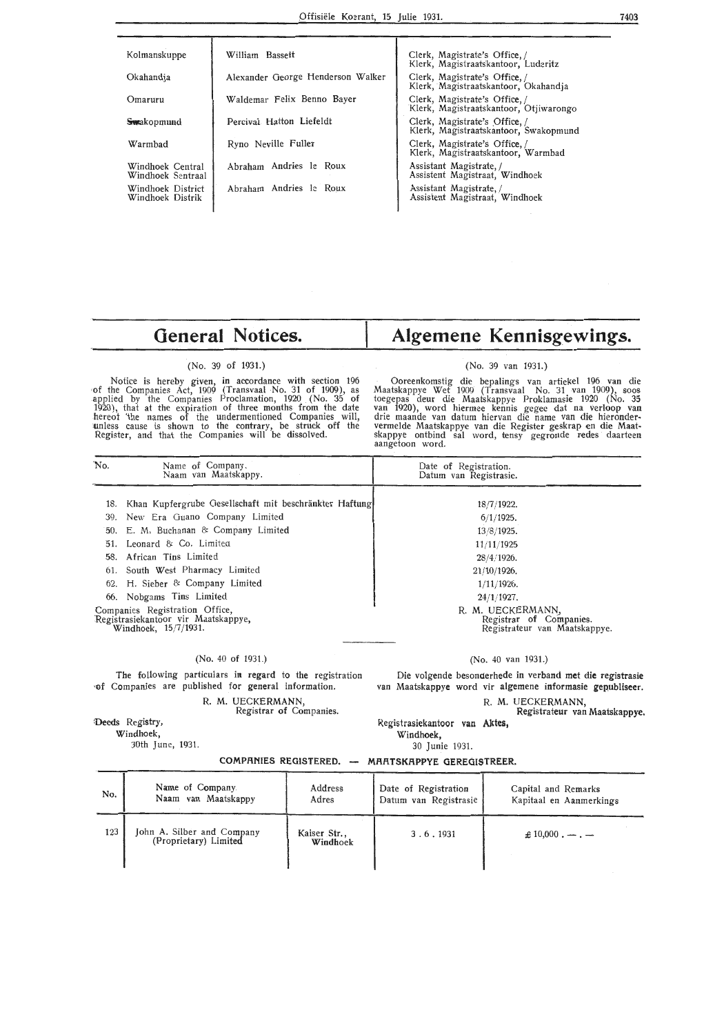| | | |
|---|---|---|
| Kolmanskuppe | William Bassett | Clerk, Magistrate's Office, / Klerk, Magistraatskantoor, Luderitz |
| Okahandja | Alexander George Henderson Walker | Clerk, Magistrate's Office, / Klerk, Magistraatskantoor, Okahandja |
| Omaruru | Waldemar Felix Benno Bayer | Clerk, Magistrate's Office, / Klerk, Magistraatskantoor, Otjiwarongo |
| Swakopmund | Percival Hatton Liefeldt | Clerk, Magistrate's Office, / Klerk, Magistraatskantoor, Swakopmund |
| Warmbad | Ryno Neville Fuller | Clerk, Magistrate's Office, / Klerk, Magistraatskantoor, Warmbad |
| Windhoek Central / Windhoek Sentraal | Abraham Andries le Roux | Assistant Magistrate, / Assistent Magistraat, Windhoek |
| Windhoek District / Windhoek Distrik | Abraham Andries le Roux | Assistant Magistrate, / Assistent Magistraat, Windhoek |

# General Notices. — Algemene Kennisgewings.

(No. 39 of 1931.)

Notice is hereby given, in accordance with section 196 of the Companies Act, 1909 (Transvaal No. 31 of 1909), as applied by the Companies Proclamation, 1920 (No. 35 of 1920), that at the expiration of three months from the date hereof the names of the undermentioned Companies will, unless cause is shown to the contrary, be struck off the Register, and that the Companies will be dissolved.

(No. 39 van 1931.)

Ooreenkomstig die bepalings van artiekel 196 van die Maatskappye Wet 1909 (Transvaal No. 31 van 1909), soos toegepas deur die Maatskappye Proklamasie 1920 (No. 35 van 1920), word hiermee kennis gegee dat na verloop van drie maande van datum hiervan die name van die hierondervermelde Maatskappye van die Register geskrap en die Maatskappye ontbind sal word, tensy gegronde redes daarteen aangetoon word.

| No. | Name of Company. / Naam van Maatskappy. | Date of Registration. / Datum van Registrasie. |
|---|---|---|
| 18. | Khan Kupfergrube Gesellschaft mit beschränkter Haftung | 18/7/1922. |
| 39. | New Era Guano Company Limited | 6/1/1925. |
| 50. | E. M. Buchanan & Company Limited | 13/8/1925. |
| 51. | Leonard & Co. Limited | 11/11/1925 |
| 58. | African Tins Limited | 28/4/1926. |
| 61. | South West Pharmacy Limited | 21/10/1926. |
| 62. | H. Sieber & Company Limited | 1/11/1926. |
| 66. | Nobgams Tins Limited | 24/1/1927. |

Companies Registration Office,
Registrasiekantoor vir Maatskappye,
Windhoek, 15/7/1931.

R. M. UECKERMANN,
Registrar of Companies.
Registrateur van Maatskappye.

(No. 40 of 1931.)

The following particulars in regard to the registration of Companies are published for general information.

R. M. UECKERMANN,
Registrar of Companies.

Deeds Registry,
Windhoek,
30th June, 1931.

(No. 40 van 1931.)

Die volgende besonderhede in verband met die registrasie van Maatskappye word vir algemene informasie gepubliseer.

R. M. UECKERMANN,
Registrateur van Maatskappye.

Registrasiekantoor van Aktes,
Windhoek,
30 Junie 1931.

**COMPANIES REGISTERED. — MAATSKAPPYE GEREGISTREER.**

| No. | Name of Company / Naam van Maatskappy | Address / Adres | Date of Registration / Datum van Registrasie | Capital and Remarks / Kapitaal en Aanmerkings |
|---|---|---|---|---|
| 123 | John A. Silber and Company (Proprietary) Limited | Kaiser Str., Windhoek | 3 . 6 . 1931 | £ 10,000 . — . — |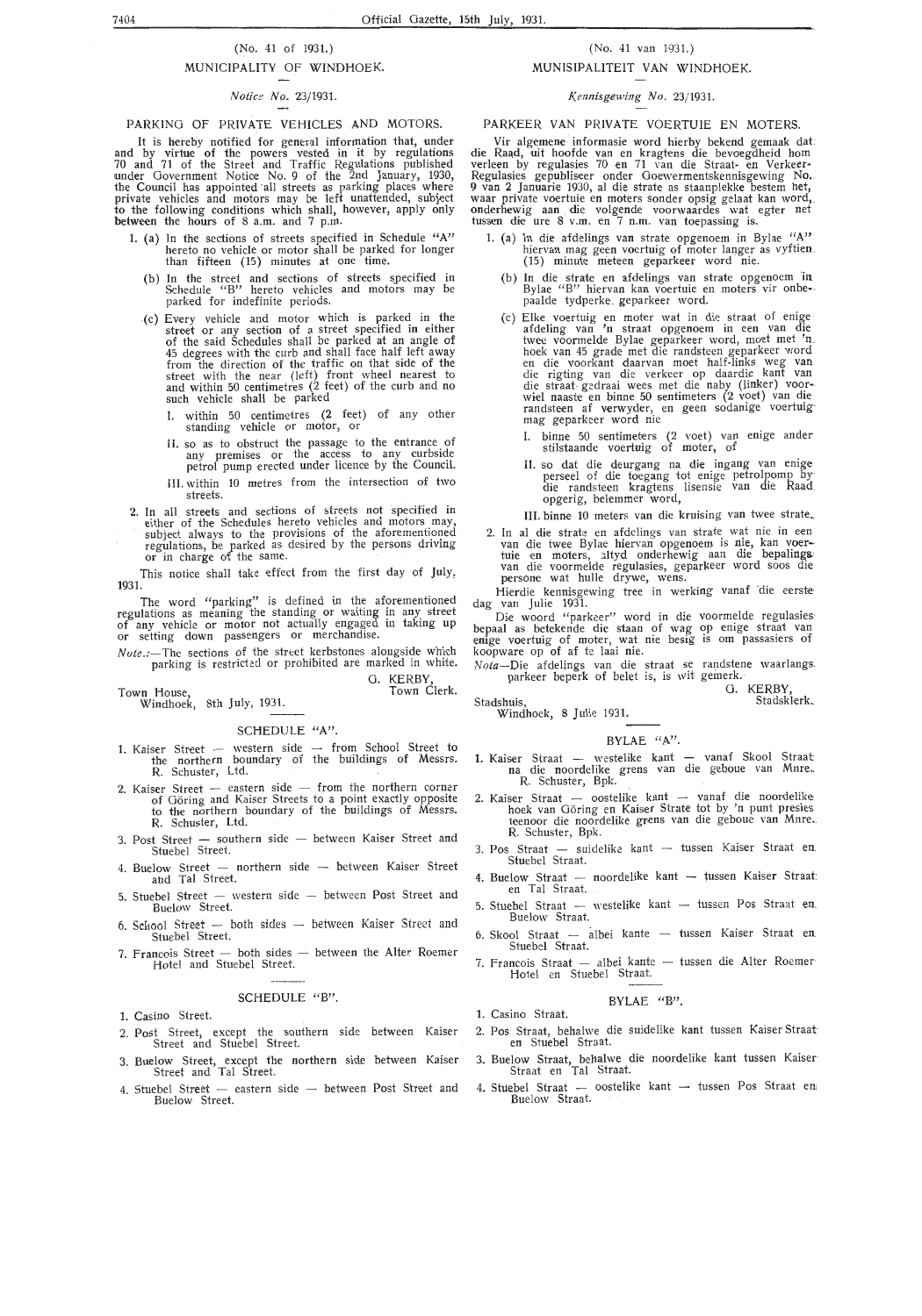## (No. 41 of 1931.)

## MUNICIPALITY OF WINDHOEK.

*Notice No.* 23/1931.

### PARKING OF PRIVATE VEHICLES AND MOTORS.

It is hereby notified for general information that, under and by virtue of the powers vested in it by regulations 70 and 71 of the Street and Traffic Regulations published under Government Notice No. 9 of the 2nd January, 1930, the Council has appointed all streets as parking places where private vehicles and motors may be left unattended, subject to the following conditions which shall, however, apply only between the hours of 8 a.m. and 7 p.m.

1. (a) In the sections of streets specified in Schedule "A" hereto no vehicle or motor shall be parked for longer than fifteen (15) minutes at one time.

   (b) In the street and sections of streets specified in Schedule "B" hereto vehicles and motors may be parked for indefinite periods.

   (c) Every vehicle and motor which is parked in the street or any section of a street specified in either of the said Schedules shall be parked at an angle of 45 degrees with the curb and shall face half left away from the direction of the traffic on that side of the street with the near (left) front wheel nearest to and within 50 centimetres (2 feet) of the curb and no such vehicle shall be parked

   I. within 50 centimetres (2 feet) of any other standing vehicle or motor, or

   II. so as to obstruct the passage to the entrance of any premises or the access to any curbside petrol pump erected under licence by the Council.

   III. within 10 metres from the intersection of two streets.

2. In all streets and sections of streets not specified in either of the Schedules hereto vehicles and motors may, subject always to the provisions of the aforementioned regulations, be parked as desired by the persons driving or in charge of the same.

This notice shall take effect from the first day of July, 1931.

The word "parking" is defined in the aforementioned regulations as meaning the standing or waiting in any street of any vehicle or motor not actually engaged in taking up or setting down passengers or merchandise.

*Note.*:—The sections of the street kerbstones alongside which parking is restricted or prohibited are marked in white.

G. KERBY,
Town Clerk.

Town House,
Windhoek, 8th July, 1931.

### SCHEDULE "A".

1. Kaiser Street — western side — from School Street to the northern boundary of the buildings of Messrs. R. Schuster, Ltd.
2. Kaiser Street — eastern side — from the northern corner of Göring and Kaiser Streets to a point exactly opposite to the northern boundary of the buildings of Messrs. R. Schuster, Ltd.
3. Post Street — southern side — between Kaiser Street and Stuebel Street.
4. Buelow Street — northern side — between Kaiser Street and Tal Street.
5. Stuebel Street — western side — between Post Street and Buelow Street.
6. School Street — both sides — between Kaiser Street and Stuebel Street.
7. Francois Street — both sides — between the Alter Roemer Hotel and Stuebel Street.

### SCHEDULE "B".

1. Casino Street.
2. Post Street, except the southern side between Kaiser Street and Stuebel Street.
3. Buelow Street, except the northern side between Kaiser Street and Tal Street.
4. Stuebel Street — eastern side — between Post Street and Buelow Street.

## (No. 41 van 1931.)

## MUNISIPALITEIT VAN WINDHOEK.

*Kennisgewing No.* 23/1931.

### PARKEER VAN PRIVATE VOERTUIE EN MOTERS.

Vir algemene informasie word hierby bekend gemaak dat die Raad, uit hoofde van en kragtens die bevoegdheid hom verleen by regulasies 70 en 71 van die Straat- en Verkeer-Regulasies gepubliseer onder Goewermentskennisgewing No. 9 van 2 Januarie 1930, al die strate as staanplekke bestem het, waar private voertuie en moters sonder opsig gelaat kan word, onderhewig aan die volgende voorwaardes wat egter net tussen die ure 8 v.m. en 7 n.m. van toepassing is.

1. (a) In die afdelings van strate opgenoem in Bylae "A" hiervan mag geen voertuig of moter langer as vyftien (15) minute meteen geparkeer word nie.

   (b) In die strate en afdelings van strate opgenoem in Bylae "B" hiervan kan voertuie en moters vir onbepaalde tydperke geparkeer word.

   (c) Elke voertuig en moter wat in die straat of enige afdeling van 'n straat opgenoem in een van die twee voormelde Bylae geparkeer word, moet met 'n hoek van 45 grade met die randsteen geparkeer word en die voorkant daarvan moet half-links weg van die rigting van die verkeer op daardie kant van die straat gedraai wees met die naby (linker) voorwiel naaste en binne 50 sentimeters (2 voet) van die randsteen af verwyder, en geen sodanige voertuig mag geparkeer word nie

   I. binne 50 sentimeters (2 voet) van enige ander stilstaande voertuig of moter, of

   II. so dat die deurgang na die ingang van enige perseel of die toegang tot enige petrolpomp by die randsteen kragtens lisensie van die Raad opgerig, belemmer word,

   III. binne 10 meters van die kruising van twee strate.

2. In al die strate en afdelings van strate wat nie in een van die twee Bylae hiervan opgenoem is nie, kan voertuie en moters, altyd onderhewig aan die bepalings van die voormelde regulasies, geparkeer word soos die persone wat hulle drywe, wens.

Hierdie kennisgewing tree in werking vanaf die eerste dag van Julie 1931.

Die woord "parkeer" word in die voormelde regulasies bepaal as betekende die staan of wag op enige straat van enige voertuig of moter, wat nie besig is om passasiers of koopware op of af te laai nie.

*Nota*—Die afdelings van die straat se randstene waarlangs parkeer beperk of belet is, is wit gemerk.

G. KERBY,
Stadsklerk.

Stadshuis,
Windhoek, 8 Julie 1931.

### BYLAE "A".

1. Kaiser Straat — westelike kant — vanaf Skool Straat na die noordelike grens van die geboue van Mnre. R. Schuster, Bpk.
2. Kaiser Straat — oostelike kant — vanaf die noordelike hoek van Göring en Kaiser Strate tot by 'n punt presies teenoor die noordelike grens van die geboue van Mnre. R. Schuster, Bpk.
3. Pos Straat — suidelike kant — tussen Kaiser Straat en Stuebel Straat.
4. Buelow Straat — noordelike kant — tussen Kaiser Straat en Tal Straat.
5. Stuebel Straat — westelike kant — tussen Pos Straat en Buelow Straat.
6. Skool Straat — albei kante — tussen Kaiser Straat en Stuebel Straat.
7. Francois Straat — albei kante — tussen die Alter Roemer Hotel en Stuebel Straat.

### BYLAE "B".

1. Casino Straat.
2. Pos Straat, behalwe die suidelike kant tussen Kaiser Straat en Stuebel Straat.
3. Buelow Straat, behalwe die noordelike kant tussen Kaiser Straat en Tal Straat.
4. Stuebel Straat — oostelike kant — tussen Pos Straat en Buelow Straat.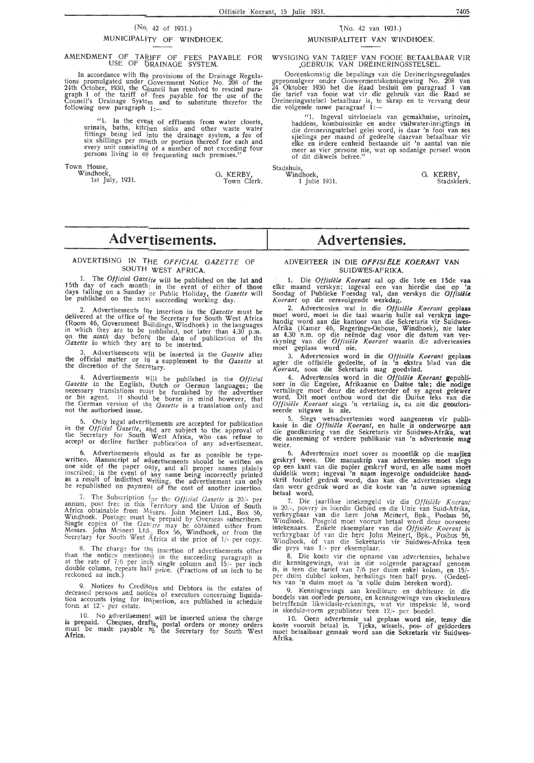(No. 42 of 1931.)

MUNICIPALITY OF WINDHOEK.

AMENDMENT OF TARIFF OF FEES PAYABLE FOR USE OF DRAINAGE SYSTEM.

In accordance with the provisions of the Drainage Regulations promulgated under Government Notice No. 208 of the 24th October, 1930, the Council has resolved to rescind paragraph 1 of the tariff of fees payable for the use of the Council's Drainage System and to substitute therefor the following new paragraph 1:—

"1. In the event of effluents from water closets, urinals, baths, kitchen sinks and other waste water fittings being led into the drainage system, a fee of six shillings per month or portion thereof for each and every unit consisting of a number of not exceeding four persons living in or frequenting such premises."

Town House,
Windhoek,
1st July, 1931.

G. KERBY,
Town Clerk.

(No. 42 van 1931.)

MUNISIPALITEIT VAN WINDHOEK.

WYSIGING VAN TARIEF VAN FOOIE BETAALBAAR VIR GEBRUIK VAN DREINERINGSSTELSEL.

Ooreenkomstig die bepalings van die Dreineringsregulasies gepromulgeer onder Goewermentskennisgewing No. 208 van 24 Oktober 1930 het die Raad besluit om paragraaf 1 van die tarief van fooie wat vir die gebruik van die Raad se Dreineringsstelsel betaalbaar is, te skrap en te vervang deur die volgende nuwe paragraaf 1:—

"1. Ingeval uitvloeisels van gemakhuise, urinoirs, baddens, kombuissinke en ander vuilwater-inrigtings in die dreineringsstelsel gelei word, is daar 'n fooi van ses sjielings per maand of gedeelte daarvan betaalbaar vir elke en iedere eenheid bestaande uit 'n aantal van nie meer as vier persone nie, wat op sodanige perseel woon of dit dikwels betree."

Stadshuis,
Windhoek,
1 Julie 1931.

G. KERBY,
Stadsklerk.

# Advertisements.

ADVERTISING IN THE *OFFICIAL GAZETTE* OF SOUTH WEST AFRICA.

1. The *Official Gazette* will be published on the 1st and 15th day of each month; in the event of either of those days falling on a Sunday or Public Holiday, the *Gazette* will be published on the next succeeding working day.

2. Advertisements for insertion in the *Gazette* must be delivered at the office of the Secretary for South West Africa (Room 46, Government Buildings, Windhoek) in the languages in which they are to be published, not later than 4.30 p.m. on the *ninth* day before the date of publication of the *Gazette* in which they are to be inserted.

3. Advertisements will be inserted in the *Gazette* after the official matter or in a supplement to the *Gazette* at the discretion of the Secretary.

4. Advertisements will be published in the *Official Gazette* in the English, Dutch or German languages; the necessary translations must be furnished by the advertiser or his agent. It should be borne in mind however, that the German version of the *Gazette* is a translation only and not the authorised issue.

5. Only legal advertisements are accepted for publication in the *Official Gazette*, and are subject to the approval of the Secretary for South West Africa, who can refuse to accept or decline further publication of any advertisement.

6. Advertisements should as far as possible be typewritten. Manuscript of advertisements should be written on one side of the paper only, and all proper names plainly inscribed; in the event of any name being incorrectly printed as a result of indistinct writing, the advertisement can only be republished on payment of the cost of another insertion.

7. The Subscription for the *Official Gazette* is 20/- per annum, post free in this Territory and the Union of South Africa obtainable from Messrs. John Meinert Ltd., Box 56, Windhoek. Postage must be prepaid by Overseas subscribers. Single copies of the *Gazette* may be obtained either from Messrs. John Meinert Ltd., Box 56, Windhoek, or from the Secretary for South West Africa at the price of 1/- per copy.

8. The charge for the insertion of advertisements other than the notices mentioned in the succeeding paragraph is at the rate of 7/6 per inch single column and 15/- per inch double column, repeats half price. (Fractions of an inch to be reckoned an inch.)

9. Notices to Creditors and Debtors in the estates of deceased persons and notices of executors concerning liquidation accounts lying for inspection, are published in schedule form at 12/- per estate.

10. No advertisement will be inserted unless the charge is prepaid. Cheques, drafts, postal orders or money orders must be made payable to the Secretary for South West Africa.

# Advertensies.

ADVERTEER IN DIE *OFFISIËLE KOERANT* VAN SUIDWES-AFRIKA.

1. Die *Offisiële Koerant* sal op die 1ste en 15de van elke maand verskyn; ingeval een van hierdie dae op 'n Sondag of Publieke Feesdag val, dan verskyn die *Offisiële Koerant* op die eersvolgende werkdag.

2. Advertensies wat in die *Offisiële Koerant* geplaas moet word, moet in die taal waarin hulle sal verskyn ingehandig word aan die kantoor van die Sekretaris vir Suidwes-Afrika (Kamer 46, Regerings-Geboue, Windhoek), nie later as 4.30 n.m. op die neënde dag voor die datum van verskyning van die *Offisiële Koerant* waarin die advertensies moet geplaas word nie.

3. Advertensies word in die *Offisiële Koerant* geplaas agter die offisiële gedeelte, of in 'n ekstra blad van die *Koerant*, soos die Sekretaris mag goedvind.

4. Advertensies word in die *Offisiële Koerant* gepubliseer in die Engelse, Afrikaanse en Duitse tale; die nodige vertalinge moet deur die adverteerder of sy agent gelewer word. Dit moet onthou word dat die Duitse teks van die *Offisiële Koerant* slegs 'n vertaling is, en nie die geoutoriseerde uitgawe is nie.

5. Slegs wetsadvertensies word aangeneem vir publikasie in die *Offisiële Koerant*, en hulle is onderworpe aan die goedkeuring van die Sekretaris vir Suidwes-Afrika, wat die aanneming of verdere publikasie van 'n advertensie mag weier.

6. Advertensies moet sover as moontlik op die masjien geskryf wees. Die manuskrip van advertensies moet slegs op een kant van die papier geskryf word, en alle name moet duidelik wees; ingeval 'n naam ingevolge onduidelike handskrif foutief gedruk word, dan kan die advertensies slegs dan weer gedruk word as die koste van 'n nuwe opneming betaal word.

7. Die jaarlikse intekengeld vir die *Offisiële Koerant* is 20/-, posvry in hierdie Gebied en die Unie van Suid-Afrika, verkrygbaar van die here John Meinert, Bpk., Posbus 56, Windhoek. Posgeld moet vooruit betaal word deur oorseese intekenaars. Enkele eksemplare van die *Offisiële Koerant* is verkrygbaar òf van die here John Meinert, Bpk., Posbus 56, Windhoek, òf van die Sekretaris vir Suidwes-Afrika teen die prys van 1/- per eksemplaar.

8. Die koste vir die opname van advertensies, behalwe die kennisgewings, wat in die volgende paragraaf genoem is, is teen die tarief van 7/6 per duim enkel kolom, en 15/- per duim dubbel kolom, herhalings teen half prys. (Gedeeltes van 'n duim moet as 'n volle duim bereken word).

9. Kennisgewings aan krediteure en debiteure in die boedels van oorlede persone, en kennisgewings van eksekuteurs betreffende likwidasie-rekenings, wat vir inspeksie lê, word in skedule-vorm gepubliseer teen 12/- per boedel.

10. Geen advertensie sal geplaas word nie, tensy die koste vooruit betaal is. Tjeks, wissels, pos- of geldorders moet betaalbaar gemaak word aan die Sekretaris vir Suidwes-Afrika.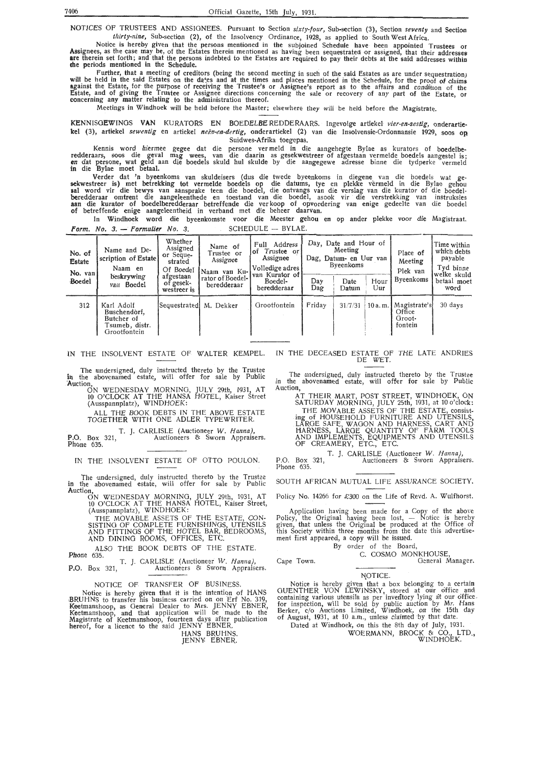NOTICES OF TRUSTEES AND ASSIGNEES. Pursuant to Section *sixty-four,* Sub-section (3), Section *seventy* and Section *thirty-nine,* Sub-section (2), of the Insolvency Ordinance, 1928, as applied to South West Africa.

Notice is hereby given that the persons mentioned in the subjoined Schedule have been appointed Trustees or Assignees, as the case may be, of the Estates therein mentioned as having been sequestrated or assigned, that their addresses are therein set forth; and that the persons indebted to the Estates are required to pay their debts at the said addresses within the periods mentioned in the Schedule.

Further, that a meeting of creditors (being the second meeting in such of the said Estates as are under sequestration) will be held in the said Estates on the dates and at the times and places mentioned in the Schedule, for the proof of claims against the Estate, for the purpose of receiving the Trustee's or Assignee's report as to the affairs and condition of the Estate, and of giving the Trustee or Assignee directions concerning the sale or recovery of any part of the Estate, or concerning any matter relating to the administration thereof.

Meetings in Windhoek will be held before the Master; elsewhere they will be held before the Magistrate.

KENNISGEWINGS VAN KURATORS EN BOEDELBEREDDERAARS. Ingevolge artiekel *vier-en-sestig,* onderartiekel (3), artiekel *sewentig* en artiekel *neën-en-dertig,* onderartiekel (2) van die Insolvensie-Ordonnansie 1929, soos op Suidwes-Afrika toegepas.

Kennis word hiermee gegee dat die persone vermeld in die aangehegte Bylae as kurators of boedelberedderaars, soos die geval mag wees, van die daarin as gesekwestreer of afgestaan vermelde boedels aangestel is; en dat persone, wat geld aan die boedels skuld hul skulde by die aangegewe adresse binne die tydperke vermeld in die Bylae moet betaal.

Verder dat 'n byeenkoms van skuldeisers (dus die twede byeenkoms in diegene van die boedels wat gesekwestreer is) met betrekking tot vermelde boedels op die datums, tye en plekke vermeld in die Bylae gehou sal word vir die bewys van aansprake teen die boedel, die ontvangs van die verslag van die kurator of die boedelberedderaar omtrent die aangeleenthede en toestand van die boedel, asook vir die verstrekking van instruksies aan die kurator of boedelberedderaar betreffende die verkoop of opvordering van enige gedeelte van die boedel of betreffende enige aangeleentheid in verband met die beheer daarvan.

In Windhoek word die byeenkomste voor die Meester gehou en op ander plekke voor die Magistraat.

*Form. No. 3. — Formulier No. 3.* SCHEDULE — BYLAE.

| No. of Estate / No. van Boedel | Name and Description of Estate / Naam en beskrywing van Boedel | Whether Assigned or Sequestrated / Of Boedel afgestaan of gesekwestreer is | Name of Trustee or Assignee / Naam van Kurator of Boedelberedderaar | Full Address of Trustee or Assignee / Volledige adres van Kurator of Boedelberedderaar | Day, Date and Hour of Meeting / Dag, Datum- en Uur van Byeenkoms | | | Place of Meeting / Plek van Byeenkoms | Time within which debts payable / Tyd binne welke skuld betaal moet word |
|---|---|---|---|---|---|---|---|---|---|
| | | | | | Day / Dag | Date / Datum | Hour / Uur | | |
| 312 | Karl Adolf Buschendorf, Butcher of Tsumeb, distr. Grootfontein | Sequestrated | M. Dekker | Grootfontein | Friday | 31/7/31 | 10 a.m. | Magistrate's Office Grootfontein | 30 days |

IN THE INSOLVENT ESTATE OF WALTER KEMPEL.

The undersigned, duly instructed thereto by the Trustee in the abovenamed estate, will offer for sale by Public Auction,

ON WEDNESDAY MORNING, JULY 29th, 1931, AT 10 O'CLOCK AT THE HANSA HOTEL, Kaiser Street (Ausspannplatz), WINDHOEK:

ALL THE BOOK DEBTS IN THE ABOVE ESTATE TOGETHER WITH ONE ADLER TYPEWRITER.

T. J. CARLISLE (Auctioneer *W. Hanna),*
P.O. Box 321, Auctioneers & Sworn Appraisers.
Phone 635.

IN THE INSOLVENT ESTATE OF OTTO POULON.

The undersigned, duly instructed thereto by the Trustee in the abovenamed estate, will offer for sale by Public Auction,

ON WEDNESDAY MORNING, JULY 29th, 1931, AT 10 O'CLOCK AT THE HANSA HOTEL, Kaiser Street, (Ausspannplatz), WINDHOEK:

THE MOVABLE ASSETS OF THE ESTATE, CONSISTING OF COMPLETE FURNISHINGS, UTENSILS AND FITTINGS OF THE HOTEL BAR, BEDROOMS, AND DINING ROOMS, OFFICES, ETC.

ALSO THE BOOK DEBTS OF THE ESTATE.

Phone 635.
T. J. CARLISLE (Auctioneer *W. Hanna),*
P.O. Box 321, Auctioneers & Sworn Appraisers.

NOTICE OF TRANSFER OF BUSINESS.

Notice is hereby given that it is the intention of HANS BRUHNS to transfer his business carried on on Erf No. 319, Keetmanshoop, as General Dealer to Mrs. JENNY EBNER, Keetmanshoop, and that application will be made to the Magistrate of Keetmanshoop, fourteen days after publication hereof, for a licence to the said JENNY EBNER.

HANS BRUHNS.
JENNY EBNER.

IN THE DECEASED ESTATE OF THE LATE ANDRIES DE WET.

The undersigned, duly instructed thereto by the Trustee in the abovenamed estate, will offer for sale by Public Auction,

AT THEIR MART, POST STREET, WINDHOEK, ON SATURDAY MORNING, JULY 25th, 1931, at 10 o'clock:

THE MOVABLE ASSETS OF THE ESTATE, consisting of HOUSEHOLD FURNITURE AND UTENSILS, LARGE SAFE, WAGON AND HARNESS, CART AND HARNESS, LARGE QUANTITY OF FARM TOOLS AND IMPLEMENTS, EQUIPMENTS AND UTENSILS OF CREAMERY, ETC., ETC.

T. J. CARLISLE (Auctioneer *W. Hanna),*
P.O. Box 321, Auctioneers & Sworn Appraisers.
Phone 635.

SOUTH AFRICAN MUTUAL LIFE ASSURANCE SOCIETY.

Policy No. 14266 for £300 on the Life of Revd. A. Wulfhorst.

Application having been made for a Copy of the above Policy, the Original having been lost, — Notice is hereby given, that unless the Original be produced at the Office of this Society within three months from the date this advertisement first appeared, a copy will be issued.

By order of the Board,
C. COSMO MONKHOUSE,
Cape Town. General Manager.

NOTICE.

Notice is hereby given that a box belonging to a certain GUENTHER VON LEWINSKY, stored at our office and containing various utensils as per inventory lying at our office for inspection, will be sold by public auction by Mr. Hans Berker, c/o Auctions Limited, Windhoek, on the 15th day of August, 1931, at 10 a.m., unless claimed by that date.

Dated at Windhoek, on this the 8th day of July, 1931.

WOERMANN, BROCK & CO., LTD.,
WINDHOEK.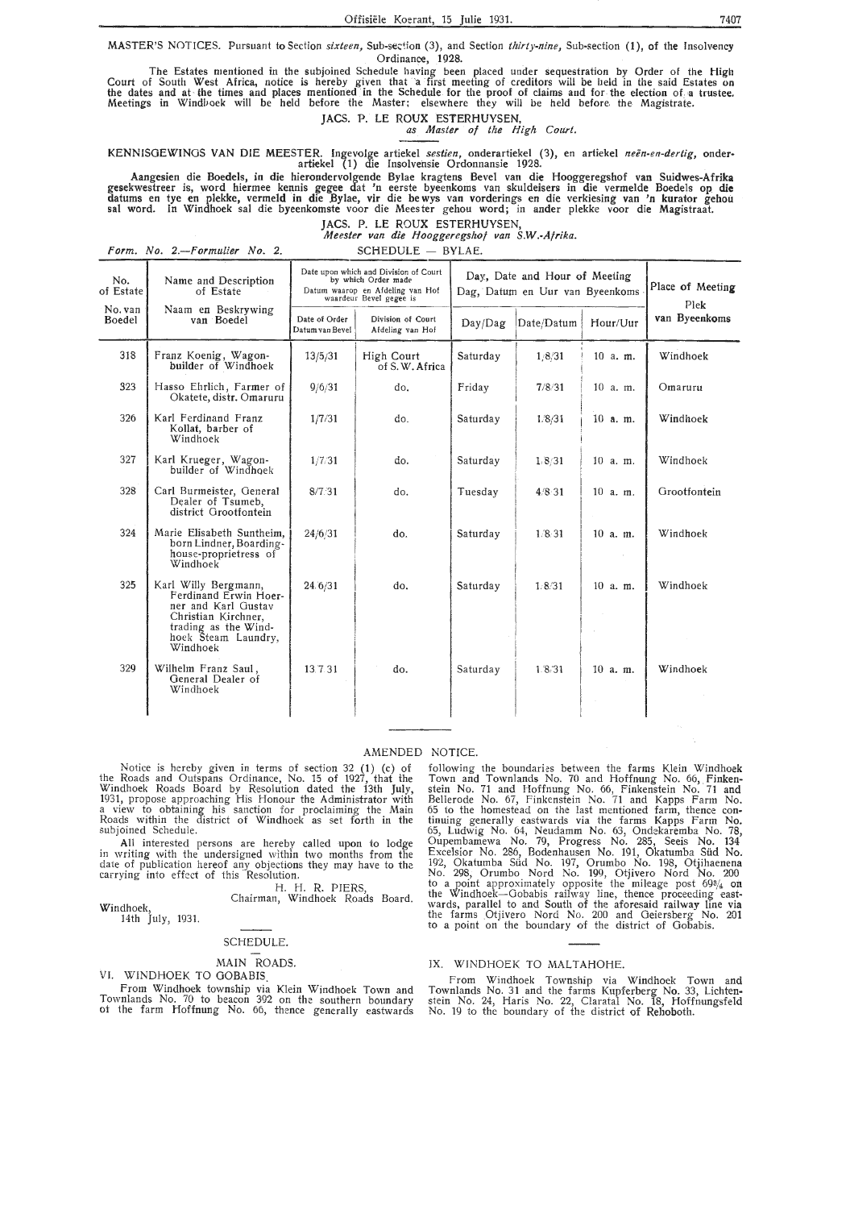MASTER'S NOTICES. Pursuant to Section *sixteen,* Sub-section (3), and Section *thirty-nine,* Sub-section (1), of the Insolvency Ordinance, 1928.

The Estates mentioned in the subjoined Schedule having been placed under sequestration by Order of the High Court of South West Africa, notice is hereby given that a first meeting of creditors will be held in the said Estates on the dates and at the times and places mentioned in the Schedule for the proof of claims and for the election of a trustee. Meetings in Windhoek will be held before the Master; elsewhere they will be held before the Magistrate.

JACS. P. LE ROUX ESTERHUYSEN,
*as Master of the High Court.*

KENNISGEWINGS VAN DIE MEESTER. Ingevolge artiekel *sestien,* onderartiekel (3), en artiekel *neën-en-dertig,* onderartiekel (1) die Insolvensie Ordonnansie 1928.

**Aangesien die Boedels, in die hierondervolgende Bylae kragtens Bevel van die Hooggeregshof van Suidwes-Afrika gesekwestreer is, word hiermee kennis gegee dat 'n eerste byeenkoms van skuldeisers in die vermelde Boedels op die datums en tye en plekke, vermeld in die Bylae, vir die bewys van vorderings en die verkiesing van 'n kurator gehou sal word.** In Windhoek sal die byeenkomste voor die Meester gehou word; in ander plekke voor die Magistraat.

JACS. P. LE ROUX ESTERHUYSEN,
*Meester van die Hooggeregshof van S.W.-Afrika.*

*Form. No. 2.—Formulier No. 2.* SCHEDULE — BYLAE.

| No. of Estate / No. van Boedel | Name and Description of Estate / Naam en Beskrywing van Boedel | Date upon which and Division of Court by which Order made / Datum waarop en Afdeling van Hof waardeur Bevel gegee is | | Day, Date and Hour of Meeting / Dag, Datum en Uur van Byeenkoms | | | Place of Meeting / Plek van Byeenkoms |
|---|---|---|---|---|---|---|---|
| | | Date of Order / Datum van Bevel | Division of Court / Afdeling van Hof | Day/Dag | Date/Datum | Hour/Uur | |
| 318 | Franz Koenig, Wagon-builder of Windhoek | 13/5/31 | High Court of S. W. Africa | Saturday | 1/8/31 | 10 a. m. | Windhoek |
| 323 | Hasso Ehrlich, Farmer of Okatete, distr. Omaruru | 9/6/31 | do. | Friday | 7/8/31 | 10 a. m. | Omaruru |
| 326 | Karl Ferdinand Franz Kollat, barber of Windhoek | 1/7/31 | do. | Saturday | 1/8/31 | 10 a. m. | Windhoek |
| 327 | Karl Krueger, Wagon-builder of Windhoek | 1/7/31 | do. | Saturday | 1/8/31 | 10 a. m. | Windhoek |
| 328 | Carl Burmeister, General Dealer of Tsumeb, district Grootfontein | 8/7/31 | do. | Tuesday | 4/8/31 | 10 a. m. | Grootfontein |
| 324 | Marie Elisabeth Suntheim, born Lindner, Boarding-house-proprietress of Windhoek | 24/6/31 | do. | Saturday | 1/8/31 | 10 a. m. | Windhoek |
| 325 | Karl Willy Bergmann, Ferdinand Erwin Hoerner and Karl Gustav Christian Kirchner, trading as the Windhoek Steam Laundry, Windhoek | 24/6/31 | do. | Saturday | 1/8/31 | 10 a. m. | Windhoek |
| 329 | Wilhelm Franz Saul, General Dealer of Windhoek | 13/7/31 | do. | Saturday | 1/8/31 | 10 a. m. | Windhoek |

## AMENDED NOTICE.

Notice is hereby given in terms of section 32 (1) (c) of the Roads and Outspans Ordinance, No. 15 of 1927, that the Windhoek Roads Board by Resolution dated the 13th July, 1931, propose approaching His Honour the Administrator with a view to obtaining his sanction for proclaiming the Main Roads within the district of Windhoek as set forth in the subjoined Schedule.

All interested persons are hereby called upon to lodge in writing with the undersigned within two months from the date of publication hereof any objections they may have to the carrying into effect of this Resolution.

H. H. R. PIERS,
Chairman, Windhoek Roads Board.

Windhoek,
14th July, 1931.

### SCHEDULE.

MAIN ROADS.

VI. WINDHOEK TO GOBABIS.

From Windhoek township via Klein Windhoek Town and Townlands No. 70 to beacon 392 on the southern boundary of the farm Hoffnung No. 66, thence generally eastwards following the boundaries between the farms Klein Windhoek Town and Townlands No. 70 and Hoffnung No. 66, Finkenstein No. 71 and Hoffnung No. 66, Finkenstein No. 71 and Bellerode No. 67, Finkenstein No. 71 and Kapps Farm No. 65 to the homestead on the last mentioned farm, thence continuing generally eastwards via the farms Kapps Farm No. 65, Ludwig No. 64, Neudamm No. 63, Ondekaremba No. 78, Oupembamewa No. 79, Progress No. 285, Seeis No. 134 Excelsior No. 286, Bodenhausen No. 191, Okatumba Süd No. 192, Okatumba Süd No. 197, Orumbo No. 198, Otjihaenena No. 298, Orumbo Nord No. 199, Otjivero Nord No. 200 to a point approximately opposite the mileage post 69¾ on the Windhoek—Gobabis railway line, thence proceeding eastwards, parallel to and South of the aforesaid railway line via the farms Otjivero Nord No. 200 and Geiersberg No. 201 to a point on the boundary of the district of Gobabis.

IX. WINDHOEK TO MALTAHOHE.

From Windhoek Township via Windhoek Town and Townlands No. 31 and the farms Kupferberg No. 33, Lichtenstein No. 24, Haris No. 22, Claratal No. 18, Hoffnungsfeld No. 19 to the boundary of the district of Rehoboth.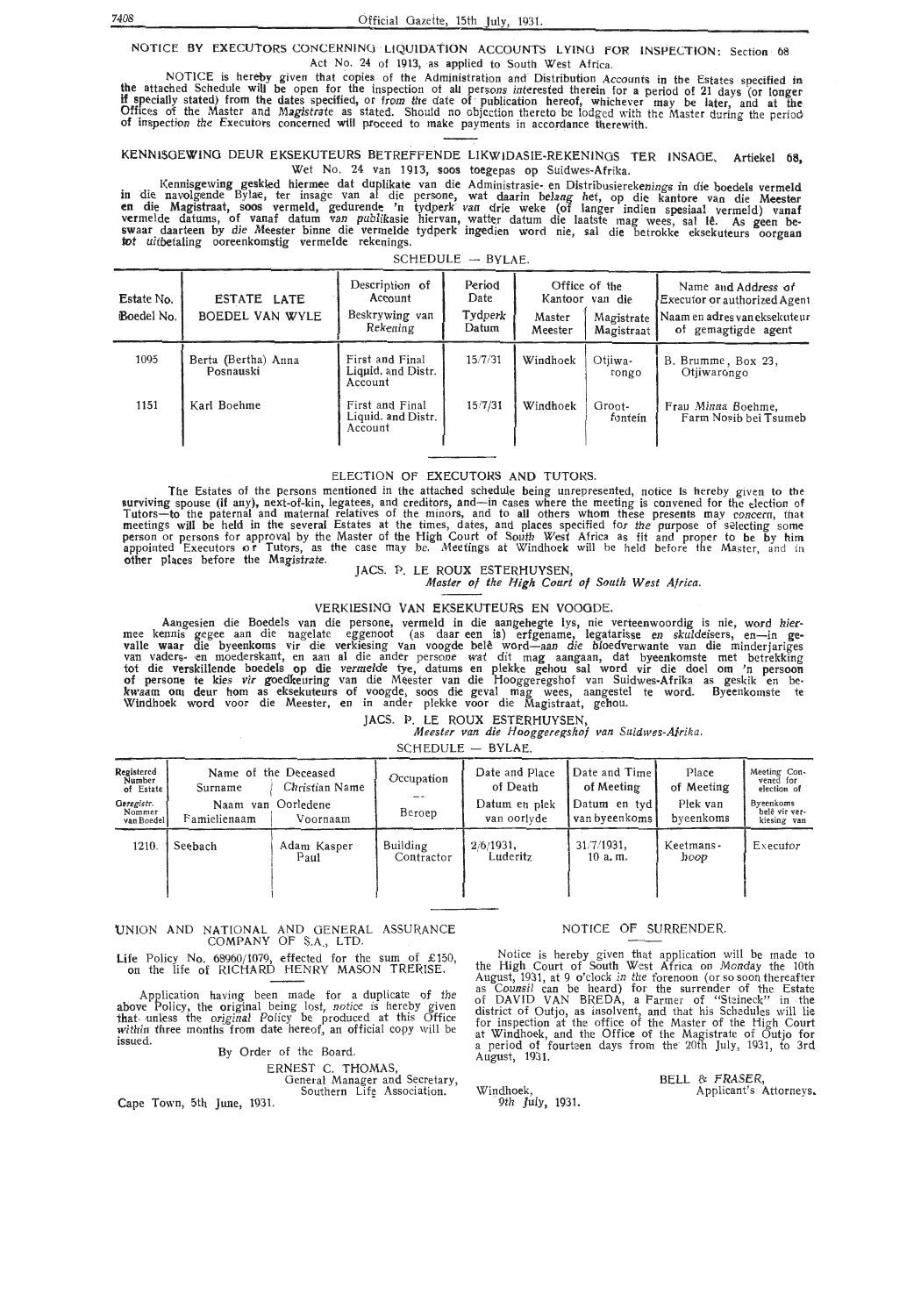## NOTICE BY EXECUTORS CONCERNING LIQUIDATION ACCOUNTS LYING FOR INSPECTION: Section 68 Act No. 24 of 1913, as applied to South West Africa.

NOTICE is hereby given that copies of the Administration and Distribution Accounts in the Estates specified in the attached Schedule will be open for the inspection of all persons interested therein for a period of 21 days (or longer if specially stated) from the dates specified, or from the date of publication hereof, whichever may be later, and at the Offices of the Master and Magistrate as stated. Should no objection thereto be lodged with the Master during the period of inspection the Executors concerned will proceed to make payments in accordance therewith.

## KENNISGEWING DEUR EKSEKUTEURS BETREFFENDE LIKWIDASIE-REKENINGS TER INSAGE, Artiekel 68, Wet No. 24 van 1913, soos toegepas op Suidwes-Afrika.

Kennisgewing geskied hiermee dat duplikate van die Administrasie- en Distribusierekenings in die boedels vermeld in die navolgende Bylae, ter insage van al die persone, wat daarin belang het, op die kantore van die Meester en die Magistraat, soos vermeld, gedurende 'n tydperk van drie weke (of langer indien spesiaal vermeld) vanaf vermelde datums, of vanaf datum van publikasie hiervan, watter datum die laatste mag wees, sal lê. As geen beswaar daarteen by die Meester binne die vermelde tydperk ingedien word nie, sal die betrokke eksekuteurs oorgaan tot uitbetaling ooreenkomstig vermelde rekenings.

SCHEDULE — BYLAE.

| Estate No. / Boedel No. | ESTATE LATE / BOEDEL VAN WYLE | Description of Account / Beskrywing van Rekening | Period Date / Tydperk Datum | Office of the / Kantoor van die: Master / Meester | Magistrate / Magistraat | Name and Address of Executor or authorized Agent / Naam en adres van eksekuteur of gemagtigde agent |
|---|---|---|---|---|---|---|
| 1095 | Berta (Bertha) Anna Posnauski | First and Final Liquid. and Distr. Account | 15/7/31 | Windhoek | Otjiwa-rongo | B. Brumme, Box 23, Otjiwarongo |
| 1151 | Karl Boehme | First and Final Liquid. and Distr. Account | 15/7/31 | Windhoek | Groot-fontein | Frau Minna Boehme, Farm Nosib bei Tsumeb |

## ELECTION OF EXECUTORS AND TUTORS.

The Estates of the persons mentioned in the attached schedule being unrepresented, notice is hereby given to the surviving spouse (if any), next-of-kin, legatees, and creditors, and—in cases where the meeting is convened for the election of Tutors—to the paternal and maternal relatives of the minors, and to all others whom these presents may concern, that meetings will be held in the several Estates at the times, dates, and places specified for the purpose of selecting some person or persons for approval by the Master of the High Court of South West Africa as fit and proper to be by him appointed Executors or Tutors, as the case may be. Meetings at Windhoek will be held before the Master, and in other places before the Magistrate.

JACS. P. LE ROUX ESTERHUYSEN,
*Master of the High Court of South West Africa.*

## VERKIESING VAN EKSEKUTEURS EN VOOGDE.

Aangesien die Boedels van die persone, vermeld in die aangehegte lys, nie verteenwoordig is nie, word hiermee kennis gegee aan die nagelate eggenoot (as daar een is) erfgename, legatarisse en skuldeisers, en—in gevalle waar die byeenkoms vir die verkiesing van voogde belê word—aan die bloedverwante van die minderjariges van vaders- en moederskant, en aan al die ander persone wat dit mag aangaan, dat byeenkomste met betrekking tot die verskillende boedels op die vermelde tye, datums en plekke gehou sal word vir die doel om 'n persoon of persone te kies vir goedkeuring van die Meester van die Hooggeregshof van Suidwes-Afrika as geskik en bekwaam om deur hom as eksekuteurs of voogde, soos die geval mag wees, aangestel te word. Byeenkomste te Windhoek word voor die Meester, en in ander plekke voor die Magistraat, gehou.

JACS. P. LE ROUX ESTERHUYSEN,
*Meester van die Hooggeregshof van Suidwes-Afrika.*

SCHEDULE — BYLAE.

| Registered Number of Estate / Geregistr. Nommer van Boedel | Name of the Deceased / Naam van Oorledene: Surname / Famielienaam | Christian Name / Voornaam | Occupation / Beroep | Date and Place of Death / Datum en plek van oorlyde | Date and Time of Meeting / Datum en tyd van byeenkoms | Place of Meeting / Plek van byeenkoms | Meeting Convened for election of / Byeenkoms belê vir verkiesing van |
|---|---|---|---|---|---|---|---|
| 1210. | Seebach | Adam Kasper Paul | Building Contractor | 2/6/1931, Luderitz | 31/7/1931, 10 a.m. | Keetmanshoop | Executor |

## UNION AND NATIONAL AND GENERAL ASSURANCE COMPANY OF S.A., LTD.

Life Policy No. 68960/1079, effected for the sum of £150, on the life of RICHARD HENRY MASON TRERISE.

Application having been made for a duplicate of the above Policy, the original being lost, notice is hereby given that unless the original Policy be produced at this Office within three months from date hereof, an official copy will be issued.

By Order of the Board.

ERNEST C. THOMAS,
General Manager and Secretary,
Southern Life Association.

Cape Town, 5th June, 1931.

## NOTICE OF SURRENDER.

Notice is hereby given that application will be made to the High Court of South West Africa on Monday the 10th August, 1931, at 9 o'clock in the forenoon (or so soon thereafter as Counsil can be heard) for the surrender of the Estate of DAVID VAN BREDA, a Farmer of "Steineck" in the district of Outjo, as insolvent, and that his Schedules will lie for inspection at the office of the Master of the High Court at Windhoek, and the Office of the Magistrate of Outjo for a period of fourteen days from the 20th July, 1931, to 3rd August, 1931.

BELL & FRASER,
Applicant's Attorneys.

Windhoek,
9th July, 1931.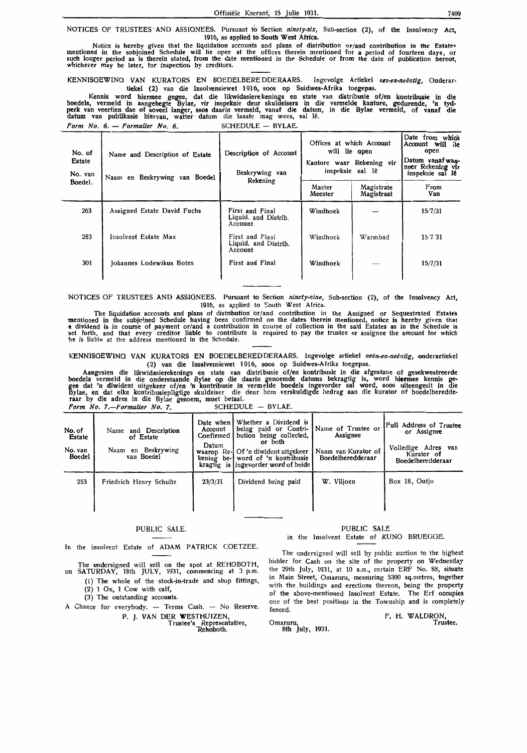NOTICES OF TRUSTEES AND ASSIGNEES. Pursuant to Section *ninety-six*, Sub-section (2), of the Insolvency Act, 1916, as applied to South West Africa.

Notice is hereby given that the liquidation accounts and plans of distribution or/and contribution in the Estates mentioned in the subjoined Schedule will lie open at the offices therein mentioned for a period of fourteen days, or such longer period as is therein stated, from the date mentioned in the Schedule or from the date of publication hereof, whichever may be later, for inspection by creditors.

KENNISGEWING VAN KURATORS EN BOEDELBEREDDERAARS. Ingevolge Artiekel *ses-en-neëntig*, Onderartiekel (2) van die Insolvensiewet 1916, soos op Suidwes-Afrika toegepas.

Kennis word hiermee gegee, dat die likwidasierekenings en state van distribusie of/en kontribusie in die boedels, vermeld in aangehegte Bylae, vir inspeksie deur skuldeisers in die vermelde kantore, gedurende, 'n tydperk van veertien dae of soveel langer, soos daarin vermeld, vanaf die datum, in die Bylae vermeld, of vanaf die datum van publikasie hiervan, watter datum die laaste mag wees, sal lê.

*Form No. 6. — Formulier No. 6.* SCHEDULE — BYLAE.

| No. of Estate / No. van Boedel. | Name and Description of Estate / Naam en Beskrywing van Boedel | Description of Account / Beskrywing van Rekening | Offices at which Account will lie open / Kantore waar Rekening vir inspeksie sal lê | | Date from which Account will lie open / Datum vanaf wanneer Rekening vir inspeksie sal lê |
|---|---|---|---|---|---|
| | | | Master / Meester | Magistrate / Magistraat | From / Van |
| 263 | Assigned Estate David Fuchs | First and Final Liquid. and Distrib. Account | Windhoek | — | 15/7/31 |
| 283 | Insolvent Estate Max | First and Final Liquid. and Distrib. Account | Windhoek | Warmbad | 15/7/31 |
| 301 | Johannes Lodewikus Botes | First and Final | Windhoek | — | 15/7/31 |

NOTICES OF TRUSTEES AND ASSIGNEES. Pursuant to Section *ninety-nine*, Sub-section (2), of the Insolvency Act, 1916, as applied to South West Africa.

The liquidation accounts and plans of distribution or/and contribution in the Assigned or Sequestrated Estates mentioned in the subjoined Schedule having been confirmed on the dates therein mentioned, notice is hereby given that a dividend is in course of payment or/and a contribution in course of collection in the said Estates as in the Schedule is set forth, and that every creditor liable to contribute is required to pay the trustee or assignee the amount for which he is liable at the address mentioned in the Schedule.

KENNISGEWING VAN KURATORS EN BOEDELBEREDDERAARS. Ingevolge artiekel *neën-en-neëntig*, onderartiekel (2) van die Insolvensiewet 1916, soos op Suidwes-Afrika toegepas.

Aangesien die likwidasierekenings en state van distribusie of/en kontribusie in die afgestane of gesekwestreerde boedels vermeld in die onderstaande Bylae op die daarin genoemde datums bekragtig is, word hiermee kennis gegee dat 'n diwident uitgekeer of/en 'n kontribusie in vermelde boedels ingevorder sal word, soos uiteengesit in die Bylae, en dat elke kontribusiepligtige skuldeiser die deur hom verskuldigde bedrag aan die kurator of boedelberedderaar by die adres in die Bylae genoem, moet betaal.

*Form No. 7.—Formulier No. 7.* SCHEDULE — BYLAE.

| No. of Estate / No. van Boedel | Name and Description of Estate / Naam en Beskrywing van Boedel | Date when Account Confirmed / Datum waarop Rekening bekragtig is | Whether a Dividend is being paid or Contribution being collected, or both / Of 'n diwident uitgekeer word of 'n kontribusie ingevorder word of beide | Name of Trustee or Assignee / Naam van Kurator of Boedelberedderaar | Full Address of Trustee or Assignee / Volledige Adres van Kurator of Boedelberedderaar |
|---|---|---|---|---|---|
| 253 | Friedrich Henry Schultz | 23/3/31 | Dividend being paid | W. Viljoen | Box 18, Outjo |

## PUBLIC SALE.

In the insolvent Estate of ADAM PATRICK COETZEE.

The undersigned will sell on the spot at REHOBOTH, on SATURDAY, 18th JULY, 1931, commencing at 3 p.m.

(1) The whole of the stock-in-trade and shop fittings,
(2) 1 Ox, 1 Cow with calf,
(3) The outstanding accounts.

A Chance for everybody. — Terms Cash. — No Reserve.

P. J. VAN DER WESTHUIZEN,
Trustee's Representative,
Rehoboth.

## PUBLIC SALE

in the Insolvent Estate of KUNO BRUEGGE.

The undersigned will sell by public auction to the highest bidder for Cash on the site of the property on Wednesday the 29th July, 1931, at 10 a.m., certain ERF No. 88, situate in Main Street, Omaruru, measuring 5300 sq.metres, together with the buildings and erections thereon, being the property of the above-mentioned Insolvent Estate. The Erf occupies one of the best positions in the Township and is completely fenced.

F. H. WALDRON,
Trustee.

Omaruru,
8th July, 1931.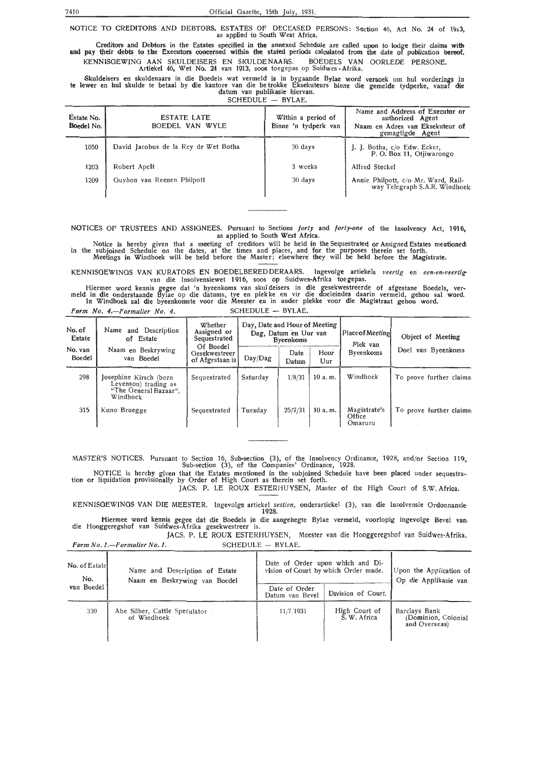NOTICE TO CREDITORS AND DEBTORS. ESTATES OF DECEASED PERSONS: Section 46, Act No. 24 of 1913, as applied to South West Africa.

**Creditors and Debtors in the Estates specified in the annexed Schedule are called upon to lodge their claims with and pay their debts to the Executors concerned within the stated periods calculated from the date of publication hereof.**

KENNISGEWING AAN SKULDEISERS EN SKULDENAARS. BOEDELS VAN OORLEDE PERSONE. Artiekel 46, Wet No. 24 van 1913, soos toegepas op Suidwes-Afrika.

Skuldeisers en skuldenaars in die Boedels wat vermeld is in bygaande Bylae word versoek om hul vorderings in te lewer en hul skulde te betaal by die kantore van die betrokke Eksekuteurs binne die gemelde tydperke, vanaf die datum van publikasie hiervan.

SCHEDULE — BYLAE.

| Estate No. Boedel No. | ESTATE LATE BOEDEL VAN WYLE | Within a period of Binne 'n tydperk van | Name and Address of Executor or authorized Agent Naam en Adres van Eksekuteur of gemagtigde Agent |
|---|---|---|---|
| 1050 | David Jacobus de la Rey de Wet Botha | 30 days | J. J. Botha, c/o Edw. Ecker, P. O. Box 11, Otjiwarongo |
| 1203 | Robert Apelt | 3 weeks | Alfred Steckel |
| 1209 | Guybon van Reenen Philpott | 30 days | Annie Philpott, c/o Mr. Ward, Railway Telegraph S.A.R. Windhoek |

NOTICES OF TRUSTEES AND ASSIGNEES. Pursuant to Sections *forty* and *forty-one* of the Insolvency Act, 1916, as applied to South West Africa.

Notice is hereby given that a meeting of creditors will be held in the Sequestrated or Assigned Estates mentioned in the subjoined Schedule on the dates, at the times and places, and for the purposes therein set forth. Meetings in Windhoek will be held before the Master; elsewhere they will be held before the Magistrate.

KENNISGEWINGS VAN KURATORS EN BOEDELBEREDDERAARS. Ingevolge artiekels *veertig* en *een-en-veertig* van die Insolvensiewet 1916, soos op Suidwes-Afrika toegepas.

Hiermee word kennis gegee dat 'n byeenkoms van skuldeisers in die gesekwestreerde of afgestane Boedels, vermeld in die onderstaande Bylae op die datums, tye en plekke en vir die doeleindes daarin vermeld, gehou sal word. In Windhoek sal die byeenkomste voor die Meester en in ander plekke voor die Magistraat gehou word.

*Form No. 4.—Formulier No. 4.* SCHEDULE — BYLAE.

| No. of Estate No. van Boedel | Name and Description of Estate Naam en Beskrywing van Boedel | Whether Assigned or Sequestrated Of Boedel Gesekwestreer of Afgestaan is | Day, Date and Hour of Meeting Dag, Datum en Uur van Byeenkoms | | | Place of Meeting Plek van Byeenkoms | Object of Meeting Doel van Byeenkoms |
|---|---|---|---|---|---|---|---|
| | | | Day/Dag | Date Datum | Hour Uur | | |
| 298 | Josephine Kirsch (born Levenson) trading as "The General Bazaar", Windhoek | Sequestrated | Saturday | 1/8/31 | 10 a. m. | Windhoek | To prove further claims. |
| 315 | Kuno Bruegge | Sequestrated | Tuesday | 25/7/31 | 10 a. m. | Magistrate's Office Omaruru | To prove further claims. |

MASTER'S NOTICES. Pursuant to Section 16, Sub-section (3), of the Insolvency Ordinance, 1928, and/or Section 119, Sub-section (3), of the Companies' Ordinance, 1928.

NOTICE is hereby given that the Estates mentioned in the subjoined Schedule have been placed under sequestration or liquidation provisionally by Order of High Court as therein set forth.

JACS. P. LE ROUX ESTERHUYSEN, Master of the High Court of S.W. Africa.

KENNISGEWINGS VAN DIE MEESTER. Ingevolge artiekel *sestien*, onderartiekel (3), van die Insolvensie Ordonnansie 1928.

Hiermee word kennis gegee dat die Boedels in die aangehegte Bylae vermeld, voorlopig ingevolge Bevel van die Hooggeregshof van Suidwes-Afrika gesekwestreer is.

JACS. P. LE ROUX ESTERHUYSEN, Meester van die Hooggeregshof van Suidwes-Afrika.

*Form No. 1.—Formulier No. 1.* SCHEDULE — BYLAE.

| No. of Estate No. van Boedel | Name and Description of Estate Naam en Beskrywing van Boedel | Date of Order upon which and Division of Court by which Order made. | | Upon the Application of Op die Applikasie van |
|---|---|---|---|---|
| | | Date of Order Datum van Bevel | Division of Court. | |
| 330 | Abe Silber, Cattle Speculator of Windhoek | 11/7/1931 | High Court of S. W. Africa | Barclays Bank (Dominion, Colonial and Overseas) |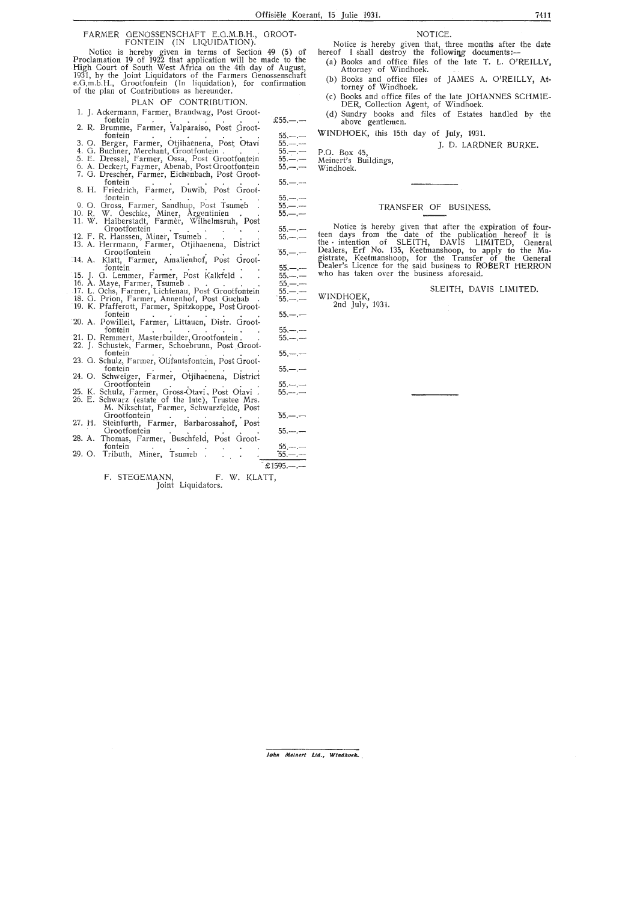## FARMER GENOSSENSCHAFT E.G.M.B.H., GROOTFONTEIN (IN LIQUIDATION).

Notice is hereby given in terms of Section 49 (5) of Proclamation 19 of 1922 that application will be made to the High Court of South West Africa on the 4th day of August, 1931, by the Joint Liquidators of the Farmers Genossenschaft e.G.m.b.H., Grootfontein (In liquidation), for confirmation of the plan of Contributions as hereunder.

### PLAN OF CONTRIBUTION.

| | |
|---|---|
| 1. J. Ackermann, Farmer, Brandwag, Post Grootfontein | £55.—.— |
| 2. R. Brumme, Farmer, Valparaiso, Post Grootfontein | 55.—.— |
| 3. O. Berger, Farmer, Otjihaenena, Post Otavi | 55.—.— |
| 4. G. Buchner, Merchant, Grootfontein | 55.—.— |
| 5. E. Dressel, Farmer, Ossa, Post Grootfontein | 55.—.— |
| 6. A. Deckert, Farmer, Abenab, Post Grootfontein | 55.—.— |
| 7. G. Drescher, Farmer, Eichenbach, Post Grootfontein | 55.—.— |
| 8. H. Friedrich, Farmer, Duwib, Post Grootfontein | 55.—.— |
| 9. O. Gross, Farmer, Sandhup, Post Tsumeb | 55.—.— |
| 10. R. W. Geschke, Miner, Argentinien | 55.—.— |
| 11. W. Halberstadt, Farmer, Wilhelmsruh, Post Grootfontein | 55.—.— |
| 12. F. R. Hanssen, Miner, Tsumeb | 55.—.— |
| 13. A. Herrmann, Farmer, Otjihaenena, District Grootfontein | 55.—.— |
| 14. A. Klatt, Farmer, Amalienhof, Post Grootfontein | 55.—.— |
| 15. J. G. Lemmer, Farmer, Post Kalkfeld | 55.—.— |
| 16. A. Maye, Farmer, Tsumeb | 55.—.— |
| 17. L. Ochs, Farmer, Lichtenau, Post Grootfontein | 55.—.— |
| 18. G. Prion, Farmer, Annenhof, Post Guchab | 55.—.— |
| 19. K. Pfafferott, Farmer, Spitzkoppe, Post Grootfontein | 55.—.— |
| 20. A. Powilleit, Farmer, Littauen, Distr. Grootfontein | 55.—.— |
| 21. D. Remmert, Masterbuilder, Grootfontein | 55.—.— |
| 22. J. Schustek, Farmer, Schoebrunn, Post Grootfontein | 55.—.— |
| 23. G. Schulz, Farmer, Olifantsfontein, Post Grootfontein | 55.—.— |
| 24. O. Schweiger, Farmer, Otjihaenena, District Grootfontein | 55.—.— |
| 25. K. Schulz, Farmer, Gross-Otavi, Post Otavi | 55.—.— |
| 26. E. Schwarz (estate of the late), Trustee Mrs. M. Nikschtat, Farmer, Schwarzfelde, Post Grootfontein | 55.—.— |
| 27. H. Steinfurth, Farmer, Barbarossahof, Post Grootfontein | 55.—.— |
| 28. A. Thomas, Farmer, Buschfeld, Post Grootfontein | 55.—.— |
| 29. O. Tributh, Miner, Tsumeb | 55.—.— |
| | £1595.—.— |

F. STEGEMANN, F. W. KLATT,
Joint Liquidators.

## NOTICE.

Notice is hereby given that, three months after the date hereof I shall destroy the following documents:—

(a) Books and office files of the late T. L. O'REILLY, Attorney of Windhoek.

(b) Books and office files of JAMES A. O'REILLY, Attorney of Windhoek.

(c) Books and office files of the late JOHANNES SCHMIEDER, Collection Agent, of Windhoek.

(d) Sundry books and files of Estates handled by the above gentlemen.

WINDHOEK, this 15th day of July, 1931.

J. D. LARDNER BURKE.

P.O. Box 45,
Meinert's Buildings,
Windhoek.

## TRANSFER OF BUSINESS.

Notice is hereby given that after the expiration of fourteen days from the date of the publication hereof it is the intention of SLEITH, DAVIS LIMITED, General Dealers, Erf No. 135, Keetmanshoop, to apply to the Magistrate, Keetmanshoop, for the Transfer of the General Dealer's Licence for the said business to ROBERT HERRON who has taken over the business aforesaid.

SLEITH, DAVIS LIMITED.

WINDHOEK,
2nd July, 1931.

*John Meinert Ltd., Windhoek.*